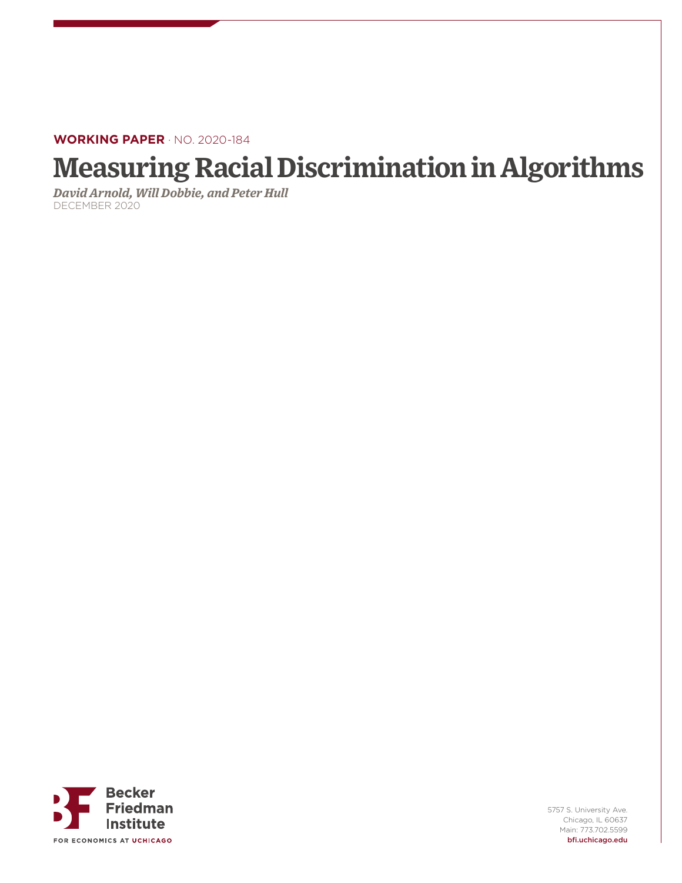**WORKING PAPER** · NO. 2020-184

# Measuring Racial Discrimination in Algorithms

*David Arnold, Will Dobbie, and Peter Hull*

DECEMBER 2020

Becker Friedman Institute

FOR ECONOMICS AT UCHICAGO

5757 S. University Ave.
Chicago, IL 60637
Main: 773.702.5599
bfi.uchicago.edu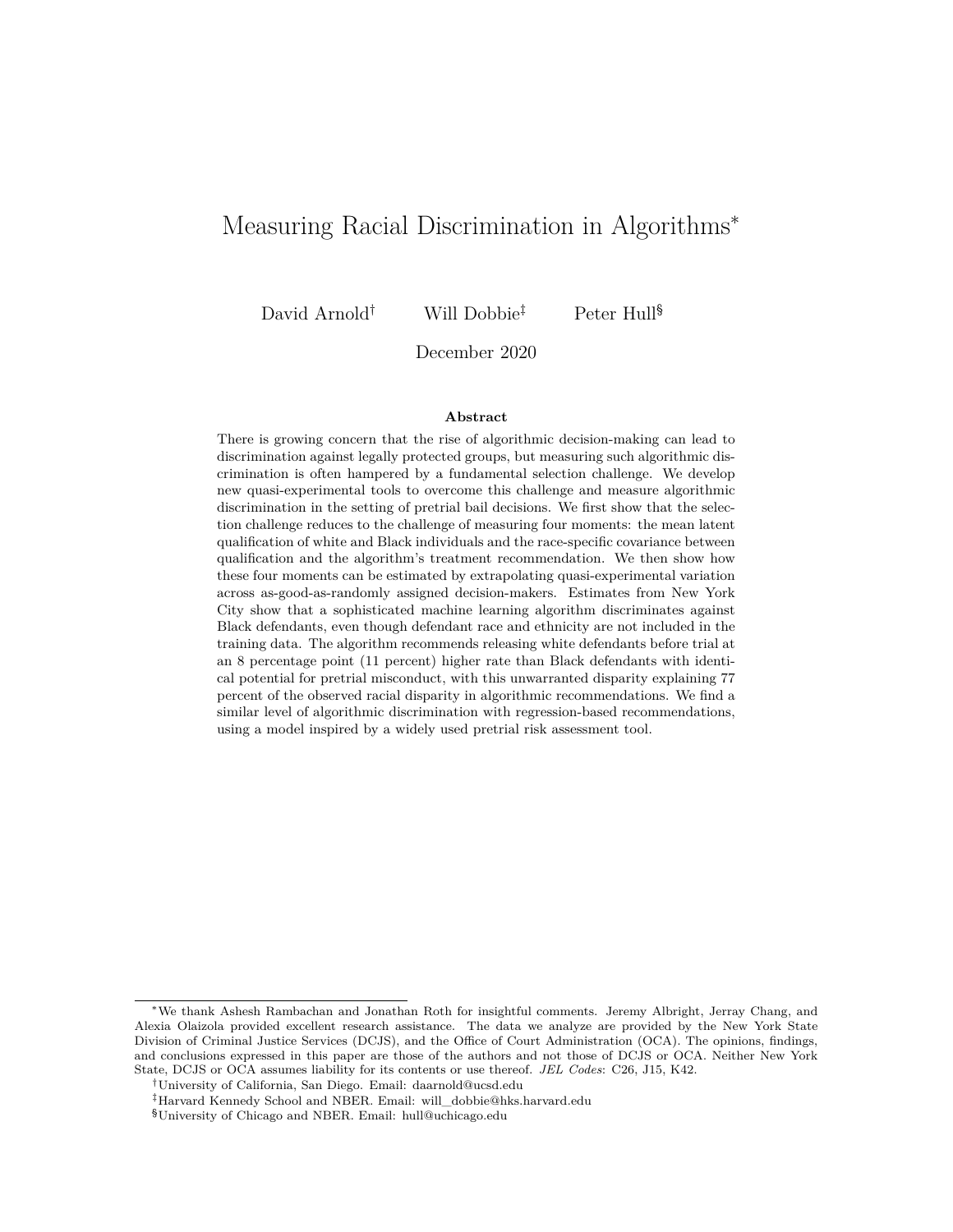# Measuring Racial Discrimination in Algorithms*

David Arnold† Will Dobbie‡ Peter Hull§

December 2020

**Abstract**

There is growing concern that the rise of algorithmic decision-making can lead to discrimination against legally protected groups, but measuring such algorithmic discrimination is often hampered by a fundamental selection challenge. We develop new quasi-experimental tools to overcome this challenge and measure algorithmic discrimination in the setting of pretrial bail decisions. We first show that the selection challenge reduces to the challenge of measuring four moments: the mean latent qualification of white and Black individuals and the race-specific covariance between qualification and the algorithm's treatment recommendation. We then show how these four moments can be estimated by extrapolating quasi-experimental variation across as-good-as-randomly assigned decision-makers. Estimates from New York City show that a sophisticated machine learning algorithm discriminates against Black defendants, even though defendant race and ethnicity are not included in the training data. The algorithm recommends releasing white defendants before trial at an 8 percentage point (11 percent) higher rate than Black defendants with identical potential for pretrial misconduct, with this unwarranted disparity explaining 77 percent of the observed racial disparity in algorithmic recommendations. We find a similar level of algorithmic discrimination with regression-based recommendations, using a model inspired by a widely used pretrial risk assessment tool.

*We thank Ashesh Rambachan and Jonathan Roth for insightful comments. Jeremy Albright, Jerray Chang, and Alexia Olaizola provided excellent research assistance. The data we analyze are provided by the New York State Division of Criminal Justice Services (DCJS), and the Office of Court Administration (OCA). The opinions, findings, and conclusions expressed in this paper are those of the authors and not those of DCJS or OCA. Neither New York State, DCJS or OCA assumes liability for its contents or use thereof. *JEL Codes*: C26, J15, K42.

†University of California, San Diego. Email: daarnold@ucsd.edu

‡Harvard Kennedy School and NBER. Email: will_dobbie@hks.harvard.edu

§University of Chicago and NBER. Email: hull@uchicago.edu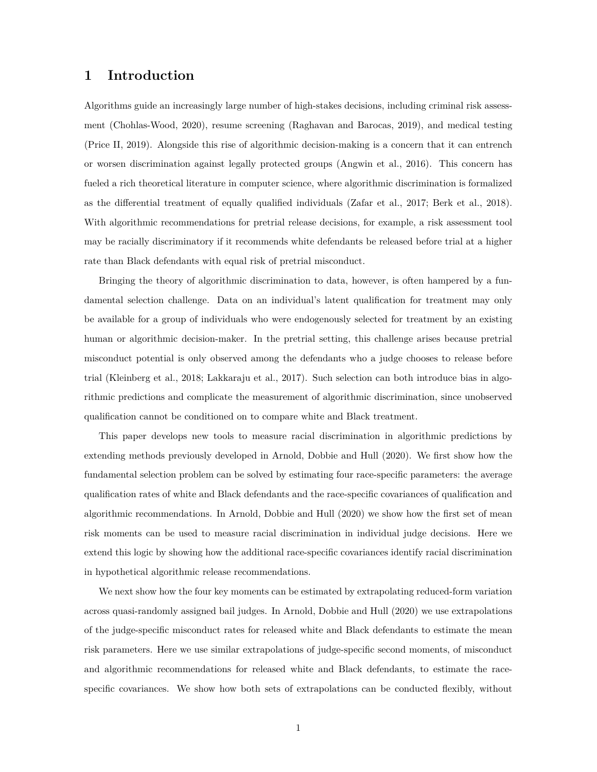# 1 Introduction

Algorithms guide an increasingly large number of high-stakes decisions, including criminal risk assessment (Chohlas-Wood, 2020), resume screening (Raghavan and Barocas, 2019), and medical testing (Price II, 2019). Alongside this rise of algorithmic decision-making is a concern that it can entrench or worsen discrimination against legally protected groups (Angwin et al., 2016). This concern has fueled a rich theoretical literature in computer science, where algorithmic discrimination is formalized as the differential treatment of equally qualified individuals (Zafar et al., 2017; Berk et al., 2018). With algorithmic recommendations for pretrial release decisions, for example, a risk assessment tool may be racially discriminatory if it recommends white defendants be released before trial at a higher rate than Black defendants with equal risk of pretrial misconduct.

Bringing the theory of algorithmic discrimination to data, however, is often hampered by a fundamental selection challenge. Data on an individual's latent qualification for treatment may only be available for a group of individuals who were endogenously selected for treatment by an existing human or algorithmic decision-maker. In the pretrial setting, this challenge arises because pretrial misconduct potential is only observed among the defendants who a judge chooses to release before trial (Kleinberg et al., 2018; Lakkaraju et al., 2017). Such selection can both introduce bias in algorithmic predictions and complicate the measurement of algorithmic discrimination, since unobserved qualification cannot be conditioned on to compare white and Black treatment.

This paper develops new tools to measure racial discrimination in algorithmic predictions by extending methods previously developed in Arnold, Dobbie and Hull (2020). We first show how the fundamental selection problem can be solved by estimating four race-specific parameters: the average qualification rates of white and Black defendants and the race-specific covariances of qualification and algorithmic recommendations. In Arnold, Dobbie and Hull (2020) we show how the first set of mean risk moments can be used to measure racial discrimination in individual judge decisions. Here we extend this logic by showing how the additional race-specific covariances identify racial discrimination in hypothetical algorithmic release recommendations.

We next show how the four key moments can be estimated by extrapolating reduced-form variation across quasi-randomly assigned bail judges. In Arnold, Dobbie and Hull (2020) we use extrapolations of the judge-specific misconduct rates for released white and Black defendants to estimate the mean risk parameters. Here we use similar extrapolations of judge-specific second moments, of misconduct and algorithmic recommendations for released white and Black defendants, to estimate the race-specific covariances. We show how both sets of extrapolations can be conducted flexibly, without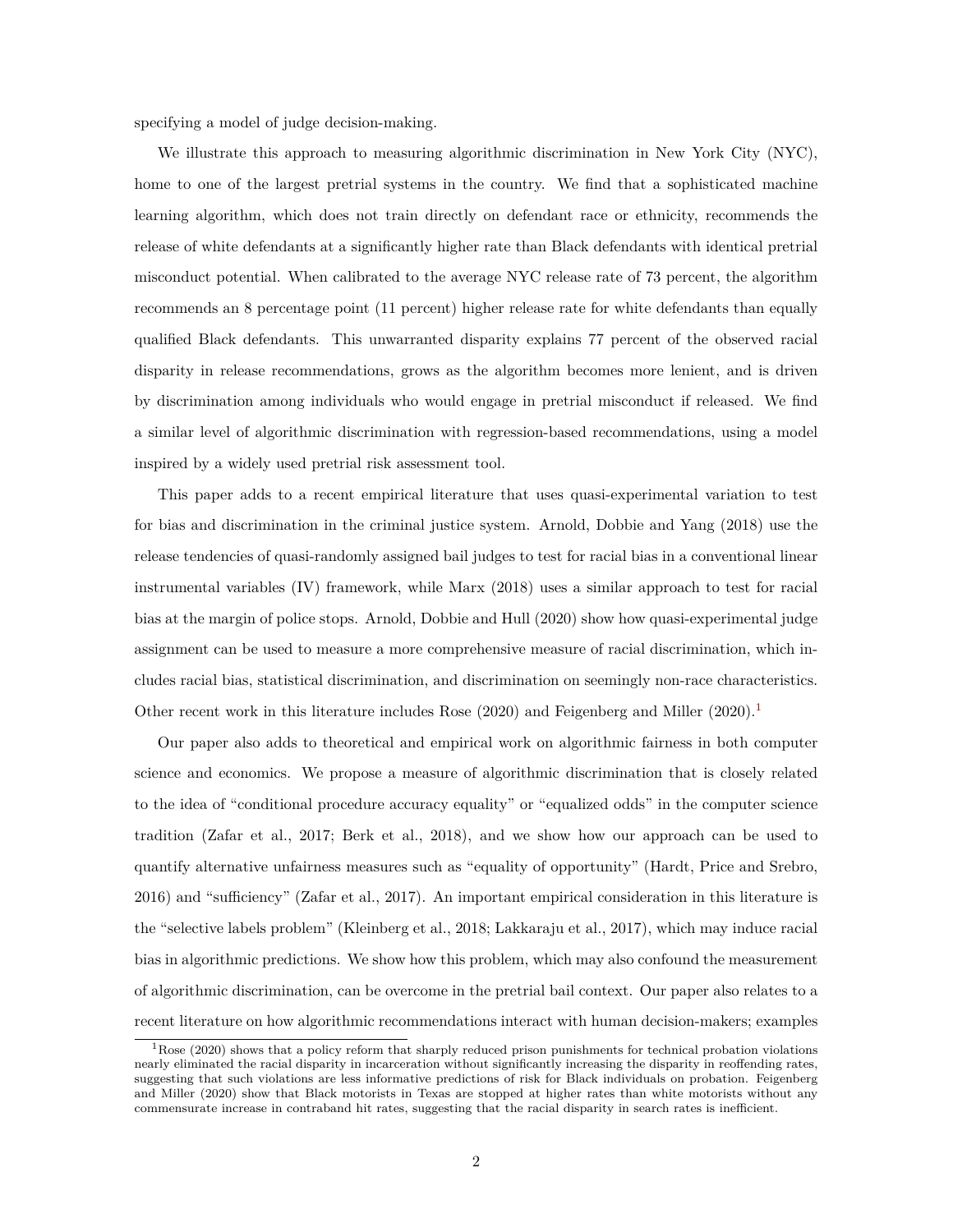specifying a model of judge decision-making.

We illustrate this approach to measuring algorithmic discrimination in New York City (NYC), home to one of the largest pretrial systems in the country. We find that a sophisticated machine learning algorithm, which does not train directly on defendant race or ethnicity, recommends the release of white defendants at a significantly higher rate than Black defendants with identical pretrial misconduct potential. When calibrated to the average NYC release rate of 73 percent, the algorithm recommends an 8 percentage point (11 percent) higher release rate for white defendants than equally qualified Black defendants. This unwarranted disparity explains 77 percent of the observed racial disparity in release recommendations, grows as the algorithm becomes more lenient, and is driven by discrimination among individuals who would engage in pretrial misconduct if released. We find a similar level of algorithmic discrimination with regression-based recommendations, using a model inspired by a widely used pretrial risk assessment tool.

This paper adds to a recent empirical literature that uses quasi-experimental variation to test for bias and discrimination in the criminal justice system. Arnold, Dobbie and Yang (2018) use the release tendencies of quasi-randomly assigned bail judges to test for racial bias in a conventional linear instrumental variables (IV) framework, while Marx (2018) uses a similar approach to test for racial bias at the margin of police stops. Arnold, Dobbie and Hull (2020) show how quasi-experimental judge assignment can be used to measure a more comprehensive measure of racial discrimination, which includes racial bias, statistical discrimination, and discrimination on seemingly non-race characteristics. Other recent work in this literature includes Rose (2020) and Feigenberg and Miller (2020).[1]

Our paper also adds to theoretical and empirical work on algorithmic fairness in both computer science and economics. We propose a measure of algorithmic discrimination that is closely related to the idea of "conditional procedure accuracy equality" or "equalized odds" in the computer science tradition (Zafar et al., 2017; Berk et al., 2018), and we show how our approach can be used to quantify alternative unfairness measures such as "equality of opportunity" (Hardt, Price and Srebro, 2016) and "sufficiency" (Zafar et al., 2017). An important empirical consideration in this literature is the "selective labels problem" (Kleinberg et al., 2018; Lakkaraju et al., 2017), which may induce racial bias in algorithmic predictions. We show how this problem, which may also confound the measurement of algorithmic discrimination, can be overcome in the pretrial bail context. Our paper also relates to a recent literature on how algorithmic recommendations interact with human decision-makers; examples

[1] Rose (2020) shows that a policy reform that sharply reduced prison punishments for technical probation violations nearly eliminated the racial disparity in incarceration without significantly increasing the disparity in reoffending rates, suggesting that such violations are less informative predictions of risk for Black individuals on probation. Feigenberg and Miller (2020) show that Black motorists in Texas are stopped at higher rates than white motorists without any commensurate increase in contraband hit rates, suggesting that the racial disparity in search rates is inefficient.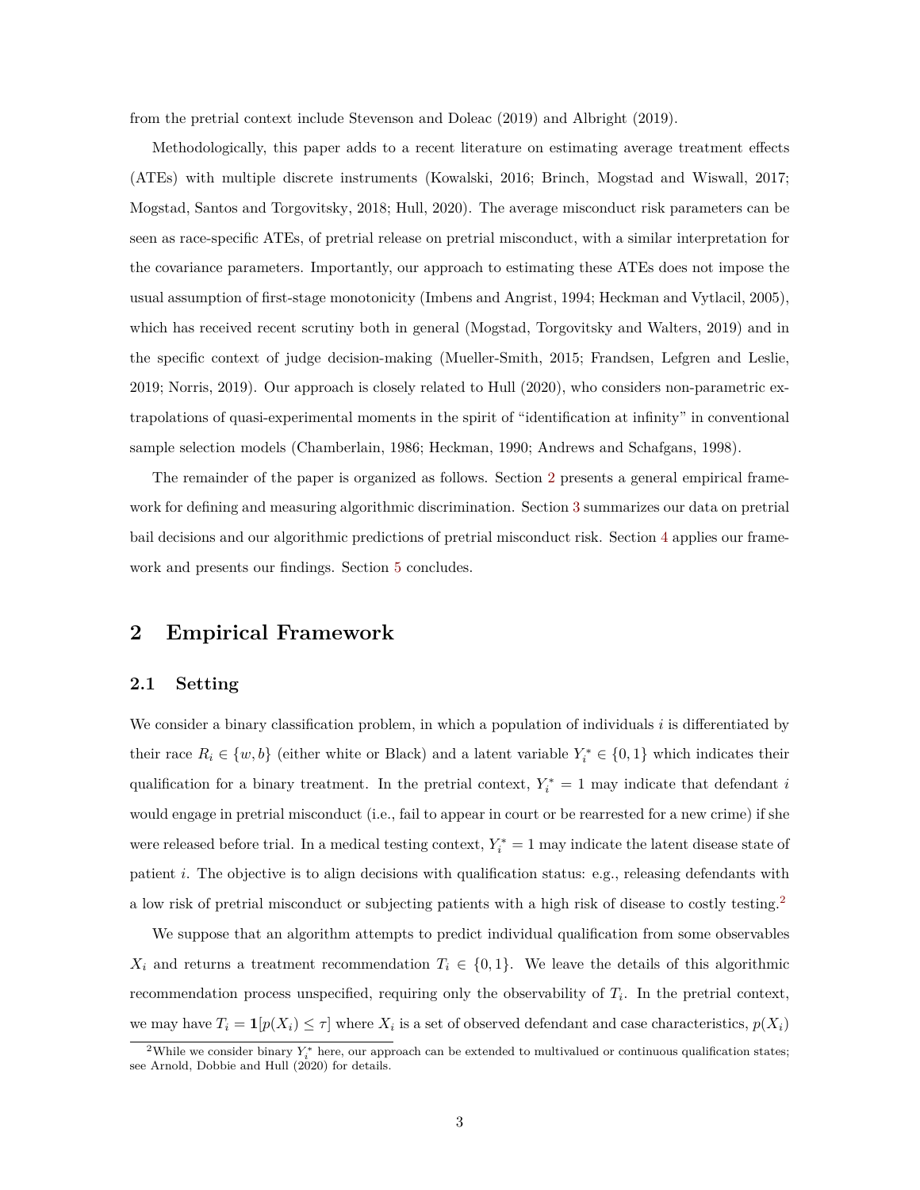from the pretrial context include Stevenson and Doleac (2019) and Albright (2019).

Methodologically, this paper adds to a recent literature on estimating average treatment effects (ATEs) with multiple discrete instruments (Kowalski, 2016; Brinch, Mogstad and Wiswall, 2017; Mogstad, Santos and Torgovitsky, 2018; Hull, 2020). The average misconduct risk parameters can be seen as race-specific ATEs, of pretrial release on pretrial misconduct, with a similar interpretation for the covariance parameters. Importantly, our approach to estimating these ATEs does not impose the usual assumption of first-stage monotonicity (Imbens and Angrist, 1994; Heckman and Vytlacil, 2005), which has received recent scrutiny both in general (Mogstad, Torgovitsky and Walters, 2019) and in the specific context of judge decision-making (Mueller-Smith, 2015; Frandsen, Lefgren and Leslie, 2019; Norris, 2019). Our approach is closely related to Hull (2020), who considers non-parametric extrapolations of quasi-experimental moments in the spirit of "identification at infinity" in conventional sample selection models (Chamberlain, 1986; Heckman, 1990; Andrews and Schafgans, 1998).

The remainder of the paper is organized as follows. Section 2 presents a general empirical framework for defining and measuring algorithmic discrimination. Section 3 summarizes our data on pretrial bail decisions and our algorithmic predictions of pretrial misconduct risk. Section 4 applies our framework and presents our findings. Section 5 concludes.

## 2 Empirical Framework

### 2.1 Setting

We consider a binary classification problem, in which a population of individuals $i$ is differentiated by their race $R_i \in \{w, b\}$ (either white or Black) and a latent variable $Y_i^* \in \{0, 1\}$ which indicates their qualification for a binary treatment. In the pretrial context, $Y_i^* = 1$ may indicate that defendant $i$ would engage in pretrial misconduct (i.e., fail to appear in court or be rearrested for a new crime) if she were released before trial. In a medical testing context, $Y_i^* = 1$ may indicate the latent disease state of patient $i$. The objective is to align decisions with qualification status: e.g., releasing defendants with a low risk of pretrial misconduct or subjecting patients with a high risk of disease to costly testing.[2]

We suppose that an algorithm attempts to predict individual qualification from some observables $X_i$ and returns a treatment recommendation $T_i \in \{0, 1\}$. We leave the details of this algorithmic recommendation process unspecified, requiring only the observability of $T_i$. In the pretrial context, we may have $T_i = \mathbf{1}[p(X_i) \leq \tau]$ where $X_i$ is a set of observed defendant and case characteristics, $p(X_i)$

[2] While we consider binary $Y_i^*$ here, our approach can be extended to multivalued or continuous qualification states; see Arnold, Dobbie and Hull (2020) for details.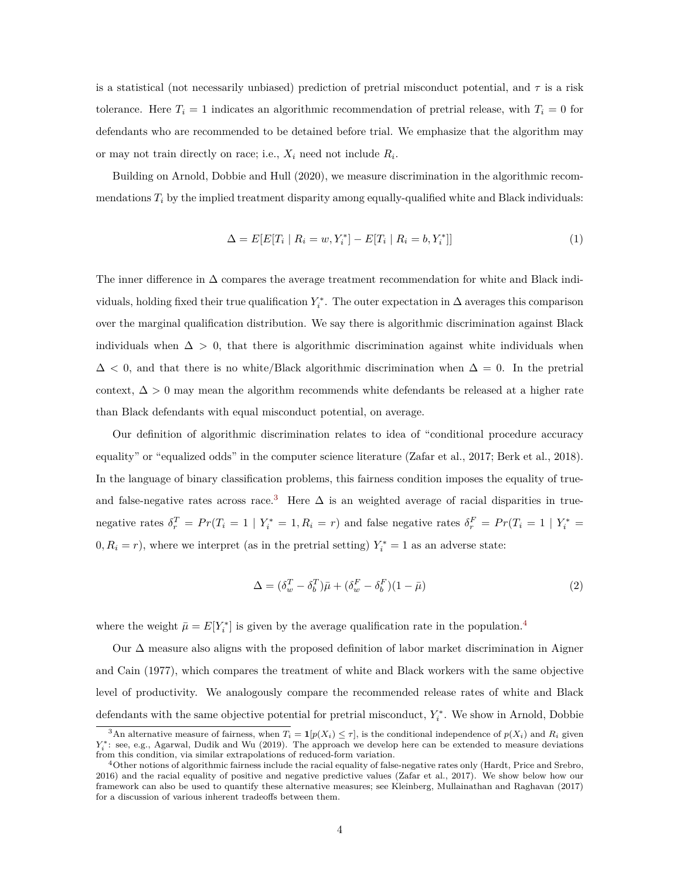is a statistical (not necessarily unbiased) prediction of pretrial misconduct potential, and $\tau$ is a risk tolerance. Here $T_i = 1$ indicates an algorithmic recommendation of pretrial release, with $T_i = 0$ for defendants who are recommended to be detained before trial. We emphasize that the algorithm may or may not train directly on race; i.e., $X_i$ need not include $R_i$.

Building on Arnold, Dobbie and Hull (2020), we measure discrimination in the algorithmic recommendations $T_i$ by the implied treatment disparity among equally-qualified white and Black individuals:

$$\Delta = E[E[T_i \mid R_i = w, Y_i^*] - E[T_i \mid R_i = b, Y_i^*]] \tag{1}$$

The inner difference in $\Delta$ compares the average treatment recommendation for white and Black individuals, holding fixed their true qualification $Y_i^*$. The outer expectation in $\Delta$ averages this comparison over the marginal qualification distribution. We say there is algorithmic discrimination against Black individuals when $\Delta > 0$, that there is algorithmic discrimination against white individuals when $\Delta < 0$, and that there is no white/Black algorithmic discrimination when $\Delta = 0$. In the pretrial context, $\Delta > 0$ may mean the algorithm recommends white defendants be released at a higher rate than Black defendants with equal misconduct potential, on average.

Our definition of algorithmic discrimination relates to idea of "conditional procedure accuracy equality" or "equalized odds" in the computer science literature (Zafar et al., 2017; Berk et al., 2018). In the language of binary classification problems, this fairness condition imposes the equality of true- and false-negative rates across race.[3] Here $\Delta$ is an weighted average of racial disparities in true-negative rates $\delta_r^T = Pr(T_i = 1 \mid Y_i^* = 1, R_i = r)$ and false negative rates $\delta_r^F = Pr(T_i = 1 \mid Y_i^* = 0, R_i = r)$, where we interpret (as in the pretrial setting) $Y_i^* = 1$ as an adverse state:

$$\Delta = (\delta_w^T - \delta_b^T)\bar{\mu} + (\delta_w^F - \delta_b^F)(1 - \bar{\mu}) \tag{2}$$

where the weight $\bar{\mu} = E[Y_i^*]$ is given by the average qualification rate in the population.[4]

Our $\Delta$ measure also aligns with the proposed definition of labor market discrimination in Aigner and Cain (1977), which compares the treatment of white and Black workers with the same objective level of productivity. We analogously compare the recommended release rates of white and Black defendants with the same objective potential for pretrial misconduct, $Y_i^*$. We show in Arnold, Dobbie

[3]An alternative measure of fairness, when $T_i = \mathbf{1}[p(X_i) \leq \tau]$, is the conditional independence of $p(X_i)$ and $R_i$ given $Y_i^*$: see, e.g., Agarwal, Dudik and Wu (2019). The approach we develop here can be extended to measure deviations from this condition, via similar extrapolations of reduced-form variation.

[4]Other notions of algorithmic fairness include the racial equality of false-negative rates only (Hardt, Price and Srebro, 2016) and the racial equality of positive and negative predictive values (Zafar et al., 2017). We show below how our framework can also be used to quantify these alternative measures; see Kleinberg, Mullainathan and Raghavan (2017) for a discussion of various inherent tradeoffs between them.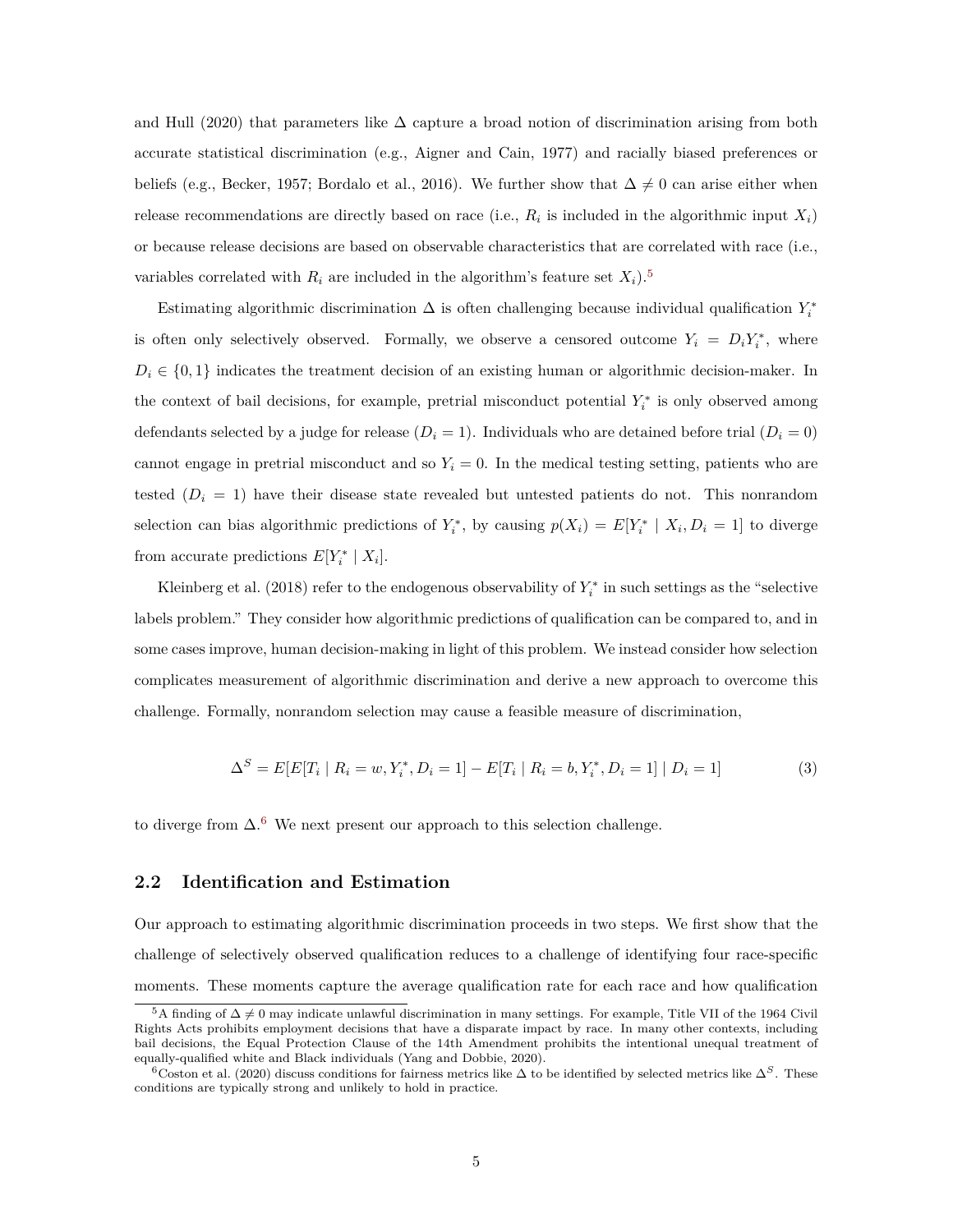and Hull (2020) that parameters like $\Delta$ capture a broad notion of discrimination arising from both accurate statistical discrimination (e.g., Aigner and Cain, 1977) and racially biased preferences or beliefs (e.g., Becker, 1957; Bordalo et al., 2016). We further show that $\Delta \neq 0$ can arise either when release recommendations are directly based on race (i.e., $R_i$ is included in the algorithmic input $X_i$) or because release decisions are based on observable characteristics that are correlated with race (i.e., variables correlated with $R_i$ are included in the algorithm's feature set $X_i$).[5]

Estimating algorithmic discrimination $\Delta$ is often challenging because individual qualification $Y_i^*$ is often only selectively observed. Formally, we observe a censored outcome $Y_i = D_i Y_i^*$, where $D_i \in \{0, 1\}$ indicates the treatment decision of an existing human or algorithmic decision-maker. In the context of bail decisions, for example, pretrial misconduct potential $Y_i^*$ is only observed among defendants selected by a judge for release ($D_i = 1$). Individuals who are detained before trial ($D_i = 0$) cannot engage in pretrial misconduct and so $Y_i = 0$. In the medical testing setting, patients who are tested ($D_i = 1$) have their disease state revealed but untested patients do not. This nonrandom selection can bias algorithmic predictions of $Y_i^*$, by causing $p(X_i) = E[Y_i^* \mid X_i, D_i = 1]$ to diverge from accurate predictions $E[Y_i^* \mid X_i]$.

Kleinberg et al. (2018) refer to the endogenous observability of $Y_i^*$ in such settings as the "selective labels problem." They consider how algorithmic predictions of qualification can be compared to, and in some cases improve, human decision-making in light of this problem. We instead consider how selection complicates measurement of algorithmic discrimination and derive a new approach to overcome this challenge. Formally, nonrandom selection may cause a feasible measure of discrimination,

$$\Delta^S = E[E[T_i \mid R_i = w, Y_i^*, D_i = 1] - E[T_i \mid R_i = b, Y_i^*, D_i = 1] \mid D_i = 1] \tag{3}$$

to diverge from $\Delta$.[6] We next present our approach to this selection challenge.

## 2.2 Identification and Estimation

Our approach to estimating algorithmic discrimination proceeds in two steps. We first show that the challenge of selectively observed qualification reduces to a challenge of identifying four race-specific moments. These moments capture the average qualification rate for each race and how qualification

[5] A finding of $\Delta \neq 0$ may indicate unlawful discrimination in many settings. For example, Title VII of the 1964 Civil Rights Acts prohibits employment decisions that have a disparate impact by race. In many other contexts, including bail decisions, the Equal Protection Clause of the 14th Amendment prohibits the intentional unequal treatment of equally-qualified white and Black individuals (Yang and Dobbie, 2020).

[6] Coston et al. (2020) discuss conditions for fairness metrics like $\Delta$ to be identified by selected metrics like $\Delta^S$. These conditions are typically strong and unlikely to hold in practice.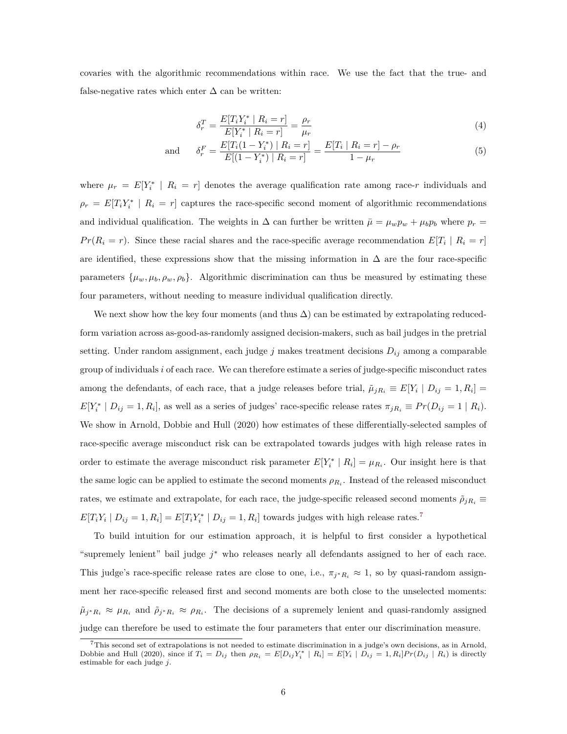covaries with the algorithmic recommendations within race. We use the fact that the true- and false-negative rates which enter $\Delta$ can be written:

$$\delta_r^T = \frac{E[T_i Y_i^* \mid R_i = r]}{E[Y_i^* \mid R_i = r]} = \frac{\rho_r}{\mu_r} \tag{4}$$

$$\text{and} \qquad \delta_r^F = \frac{E[T_i(1 - Y_i^*) \mid R_i = r]}{E[(1 - Y_i^*) \mid R_i = r]} = \frac{E[T_i \mid R_i = r] - \rho_r}{1 - \mu_r} \tag{5}$$

where $\mu_r = E[Y_i^* \mid R_i = r]$ denotes the average qualification rate among race-$r$ individuals and $\rho_r = E[T_i Y_i^* \mid R_i = r]$ captures the race-specific second moment of algorithmic recommendations and individual qualification. The weights in $\Delta$ can further be written $\bar{\mu} = \mu_w p_w + \mu_b p_b$ where $p_r = Pr(R_i = r)$. Since these racial shares and the race-specific average recommendation $E[T_i \mid R_i = r]$ are identified, these expressions show that the missing information in $\Delta$ are the four race-specific parameters $\{\mu_w, \mu_b, \rho_w, \rho_b\}$. Algorithmic discrimination can thus be measured by estimating these four parameters, without needing to measure individual qualification directly.

We next show how the key four moments (and thus $\Delta$) can be estimated by extrapolating reduced-form variation across as-good-as-randomly assigned decision-makers, such as bail judges in the pretrial setting. Under random assignment, each judge $j$ makes treatment decisions $D_{ij}$ among a comparable group of individuals $i$ of each race. We can therefore estimate a series of judge-specific misconduct rates among the defendants, of each race, that a judge releases before trial, $\tilde{\mu}_{jR_i} \equiv E[Y_i \mid D_{ij} = 1, R_i] = E[Y_i^* \mid D_{ij} = 1, R_i]$, as well as a series of judges' race-specific release rates $\pi_{jR_i} \equiv Pr(D_{ij} = 1 \mid R_i)$. We show in Arnold, Dobbie and Hull (2020) how estimates of these differentially-selected samples of race-specific average misconduct risk can be extrapolated towards judges with high release rates in order to estimate the average misconduct risk parameter $E[Y_i^* \mid R_i] = \mu_{R_i}$. Our insight here is that the same logic can be applied to estimate the second moments $\rho_{R_i}$. Instead of the released misconduct rates, we estimate and extrapolate, for each race, the judge-specific released second moments $\tilde{\rho}_{jR_i} \equiv E[T_i Y_i \mid D_{ij} = 1, R_i] = E[T_i Y_i^* \mid D_{ij} = 1, R_i]$ towards judges with high release rates.[7]

To build intuition for our estimation approach, it is helpful to first consider a hypothetical "supremely lenient" bail judge $j^*$ who releases nearly all defendants assigned to her of each race. This judge's race-specific release rates are close to one, i.e., $\pi_{j^*R_i} \approx 1$, so by quasi-random assignment her race-specific released first and second moments are both close to the unselected moments: $\tilde{\mu}_{j^*R_i} \approx \mu_{R_i}$ and $\tilde{\rho}_{j^*R_i} \approx \rho_{R_i}$. The decisions of a supremely lenient and quasi-randomly assigned judge can therefore be used to estimate the four parameters that enter our discrimination measure.

[7] This second set of extrapolations is not needed to estimate discrimination in a judge's own decisions, as in Arnold, Dobbie and Hull (2020), since if $T_i = D_{ij}$ then $\rho_{R_i} = E[D_{ij} Y_i^* \mid R_i] = E[Y_i \mid D_{ij} = 1, R_i] Pr(D_{ij} \mid R_i)$ is directly estimable for each judge $j$.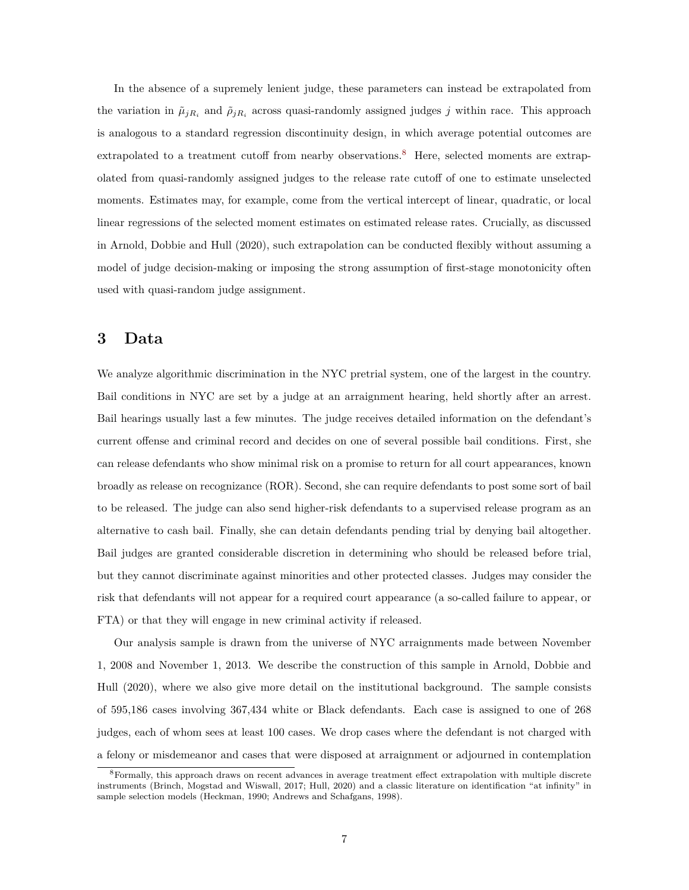In the absence of a supremely lenient judge, these parameters can instead be extrapolated from the variation in $\tilde{\mu}_{jR_i}$ and $\tilde{\rho}_{jR_i}$ across quasi-randomly assigned judges $j$ within race. This approach is analogous to a standard regression discontinuity design, in which average potential outcomes are extrapolated to a treatment cutoff from nearby observations.[8] Here, selected moments are extrapolated from quasi-randomly assigned judges to the release rate cutoff of one to estimate unselected moments. Estimates may, for example, come from the vertical intercept of linear, quadratic, or local linear regressions of the selected moment estimates on estimated release rates. Crucially, as discussed in Arnold, Dobbie and Hull (2020), such extrapolation can be conducted flexibly without assuming a model of judge decision-making or imposing the strong assumption of first-stage monotonicity often used with quasi-random judge assignment.

# 3 Data

We analyze algorithmic discrimination in the NYC pretrial system, one of the largest in the country. Bail conditions in NYC are set by a judge at an arraignment hearing, held shortly after an arrest. Bail hearings usually last a few minutes. The judge receives detailed information on the defendant's current offense and criminal record and decides on one of several possible bail conditions. First, she can release defendants who show minimal risk on a promise to return for all court appearances, known broadly as release on recognizance (ROR). Second, she can require defendants to post some sort of bail to be released. The judge can also send higher-risk defendants to a supervised release program as an alternative to cash bail. Finally, she can detain defendants pending trial by denying bail altogether. Bail judges are granted considerable discretion in determining who should be released before trial, but they cannot discriminate against minorities and other protected classes. Judges may consider the risk that defendants will not appear for a required court appearance (a so-called failure to appear, or FTA) or that they will engage in new criminal activity if released.

Our analysis sample is drawn from the universe of NYC arraignments made between November 1, 2008 and November 1, 2013. We describe the construction of this sample in Arnold, Dobbie and Hull (2020), where we also give more detail on the institutional background. The sample consists of 595,186 cases involving 367,434 white or Black defendants. Each case is assigned to one of 268 judges, each of whom sees at least 100 cases. We drop cases where the defendant is not charged with a felony or misdemeanor and cases that were disposed at arraignment or adjourned in contemplation

[8] Formally, this approach draws on recent advances in average treatment effect extrapolation with multiple discrete instruments (Brinch, Mogstad and Wiswall, 2017; Hull, 2020) and a classic literature on identification "at infinity" in sample selection models (Heckman, 1990; Andrews and Schafgans, 1998).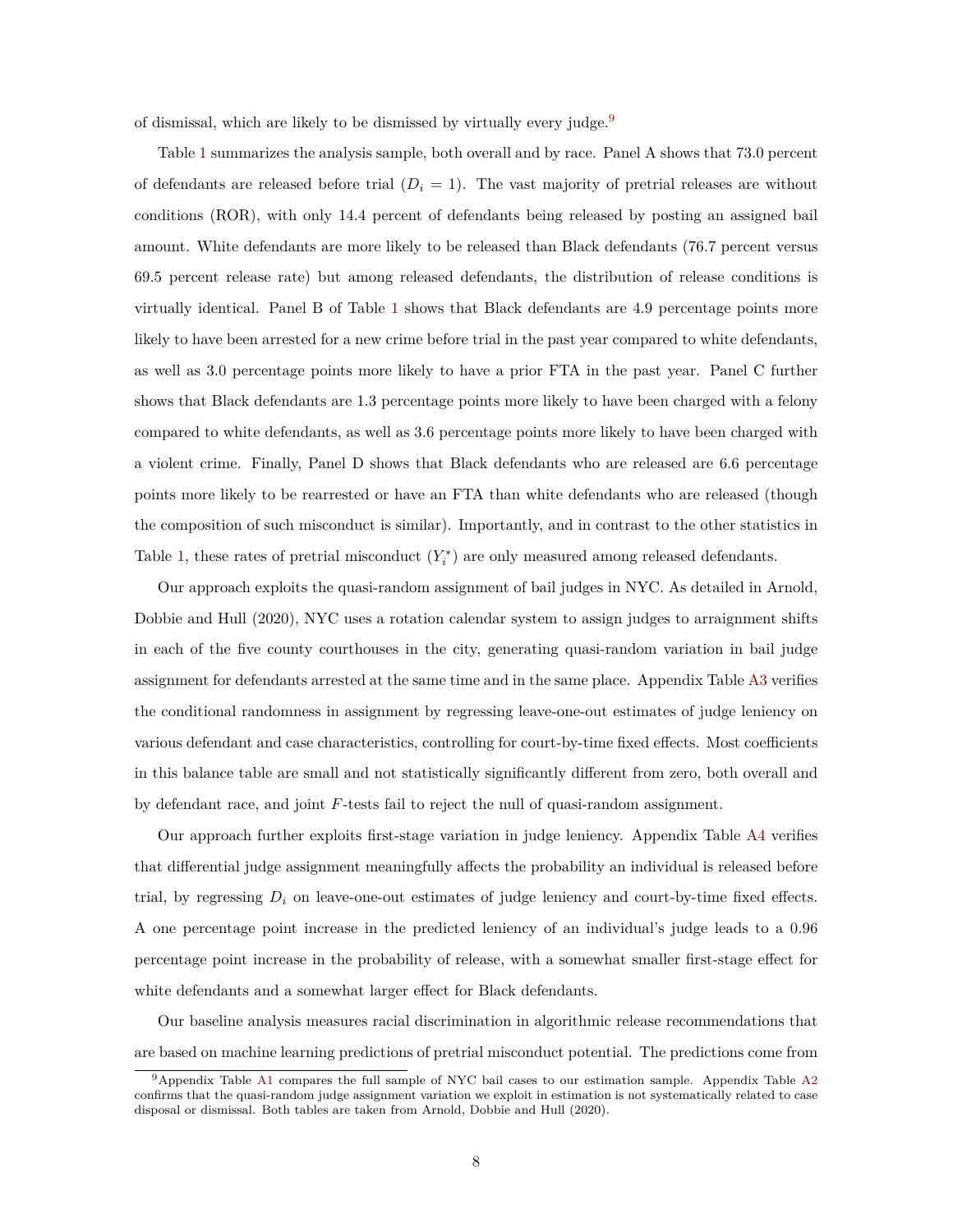of dismissal, which are likely to be dismissed by virtually every judge.[9]

Table 1 summarizes the analysis sample, both overall and by race. Panel A shows that 73.0 percent of defendants are released before trial ($D_i = 1$). The vast majority of pretrial releases are without conditions (ROR), with only 14.4 percent of defendants being released by posting an assigned bail amount. White defendants are more likely to be released than Black defendants (76.7 percent versus 69.5 percent release rate) but among released defendants, the distribution of release conditions is virtually identical. Panel B of Table 1 shows that Black defendants are 4.9 percentage points more likely to have been arrested for a new crime before trial in the past year compared to white defendants, as well as 3.0 percentage points more likely to have a prior FTA in the past year. Panel C further shows that Black defendants are 1.3 percentage points more likely to have been charged with a felony compared to white defendants, as well as 3.6 percentage points more likely to have been charged with a violent crime. Finally, Panel D shows that Black defendants who are released are 6.6 percentage points more likely to be rearrested or have an FTA than white defendants who are released (though the composition of such misconduct is similar). Importantly, and in contrast to the other statistics in Table 1, these rates of pretrial misconduct ($Y_i^*$) are only measured among released defendants.

Our approach exploits the quasi-random assignment of bail judges in NYC. As detailed in Arnold, Dobbie and Hull (2020), NYC uses a rotation calendar system to assign judges to arraignment shifts in each of the five county courthouses in the city, generating quasi-random variation in bail judge assignment for defendants arrested at the same time and in the same place. Appendix Table A3 verifies the conditional randomness in assignment by regressing leave-one-out estimates of judge leniency on various defendant and case characteristics, controlling for court-by-time fixed effects. Most coefficients in this balance table are small and not statistically significantly different from zero, both overall and by defendant race, and joint $F$-tests fail to reject the null of quasi-random assignment.

Our approach further exploits first-stage variation in judge leniency. Appendix Table A4 verifies that differential judge assignment meaningfully affects the probability an individual is released before trial, by regressing $D_i$ on leave-one-out estimates of judge leniency and court-by-time fixed effects. A one percentage point increase in the predicted leniency of an individual's judge leads to a 0.96 percentage point increase in the probability of release, with a somewhat smaller first-stage effect for white defendants and a somewhat larger effect for Black defendants.

Our baseline analysis measures racial discrimination in algorithmic release recommendations that are based on machine learning predictions of pretrial misconduct potential. The predictions come from

[9] Appendix Table A1 compares the full sample of NYC bail cases to our estimation sample. Appendix Table A2 confirms that the quasi-random judge assignment variation we exploit in estimation is not systematically related to case disposal or dismissal. Both tables are taken from Arnold, Dobbie and Hull (2020).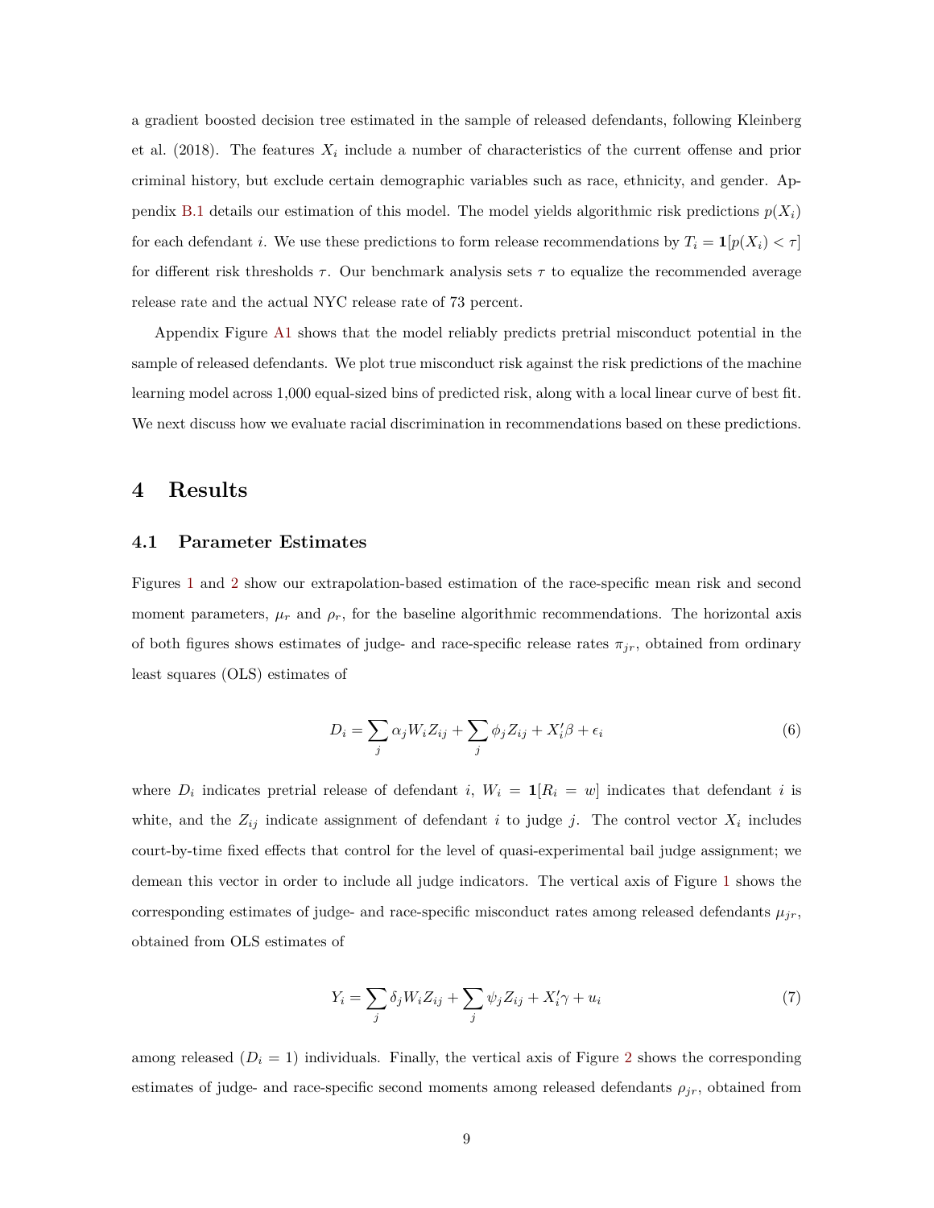a gradient boosted decision tree estimated in the sample of released defendants, following Kleinberg et al. (2018). The features $X_i$ include a number of characteristics of the current offense and prior criminal history, but exclude certain demographic variables such as race, ethnicity, and gender. Appendix B.1 details our estimation of this model. The model yields algorithmic risk predictions $p(X_i)$ for each defendant $i$. We use these predictions to form release recommendations by $T_i = \mathbf{1}[p(X_i) < \tau]$ for different risk thresholds $\tau$. Our benchmark analysis sets $\tau$ to equalize the recommended average release rate and the actual NYC release rate of 73 percent.

Appendix Figure A1 shows that the model reliably predicts pretrial misconduct potential in the sample of released defendants. We plot true misconduct risk against the risk predictions of the machine learning model across 1,000 equal-sized bins of predicted risk, along with a local linear curve of best fit. We next discuss how we evaluate racial discrimination in recommendations based on these predictions.

# 4 Results

## 4.1 Parameter Estimates

Figures 1 and 2 show our extrapolation-based estimation of the race-specific mean risk and second moment parameters, $\mu_r$ and $\rho_r$, for the baseline algorithmic recommendations. The horizontal axis of both figures shows estimates of judge- and race-specific release rates $\pi_{jr}$, obtained from ordinary least squares (OLS) estimates of

$$D_i = \sum_j \alpha_j W_i Z_{ij} + \sum_j \phi_j Z_{ij} + X_i' \beta + \epsilon_i \tag{6}$$

where $D_i$ indicates pretrial release of defendant $i$, $W_i = \mathbf{1}[R_i = w]$ indicates that defendant $i$ is white, and the $Z_{ij}$ indicate assignment of defendant $i$ to judge $j$. The control vector $X_i$ includes court-by-time fixed effects that control for the level of quasi-experimental bail judge assignment; we demean this vector in order to include all judge indicators. The vertical axis of Figure 1 shows the corresponding estimates of judge- and race-specific misconduct rates among released defendants $\mu_{jr}$, obtained from OLS estimates of

$$Y_i = \sum_j \delta_j W_i Z_{ij} + \sum_j \psi_j Z_{ij} + X_i' \gamma + u_i \tag{7}$$

among released ($D_i = 1$) individuals. Finally, the vertical axis of Figure 2 shows the corresponding estimates of judge- and race-specific second moments among released defendants $\rho_{jr}$, obtained from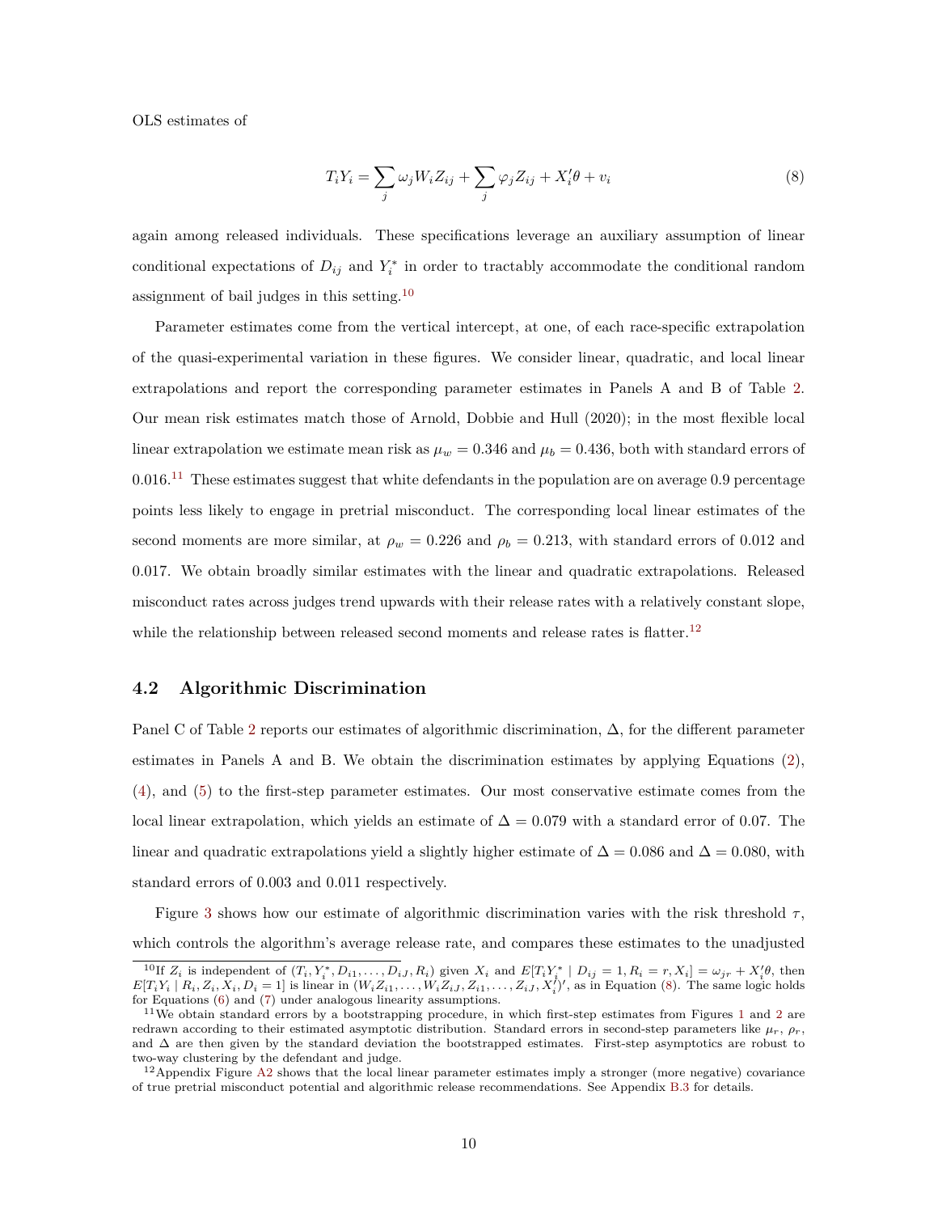OLS estimates of

$$T_iY_i = \sum_j \omega_j W_i Z_{ij} + \sum_j \varphi_j Z_{ij} + X_i'\theta + v_i \tag{8}$$

again among released individuals. These specifications leverage an auxiliary assumption of linear conditional expectations of $D_{ij}$ and $Y_i^*$ in order to tractably accommodate the conditional random assignment of bail judges in this setting.[10]

Parameter estimates come from the vertical intercept, at one, of each race-specific extrapolation of the quasi-experimental variation in these figures. We consider linear, quadratic, and local linear extrapolations and report the corresponding parameter estimates in Panels A and B of Table 2. Our mean risk estimates match those of Arnold, Dobbie and Hull (2020); in the most flexible local linear extrapolation we estimate mean risk as $\mu_w = 0.346$ and $\mu_b = 0.436$, both with standard errors of 0.016.[11] These estimates suggest that white defendants in the population are on average 0.9 percentage points less likely to engage in pretrial misconduct. The corresponding local linear estimates of the second moments are more similar, at $\rho_w = 0.226$ and $\rho_b = 0.213$, with standard errors of 0.012 and 0.017. We obtain broadly similar estimates with the linear and quadratic extrapolations. Released misconduct rates across judges trend upwards with their release rates with a relatively constant slope, while the relationship between released second moments and release rates is flatter.[12]

## 4.2 Algorithmic Discrimination

Panel C of Table 2 reports our estimates of algorithmic discrimination, $\Delta$, for the different parameter estimates in Panels A and B. We obtain the discrimination estimates by applying Equations (2), (4), and (5) to the first-step parameter estimates. Our most conservative estimate comes from the local linear extrapolation, which yields an estimate of $\Delta = 0.079$ with a standard error of 0.07. The linear and quadratic extrapolations yield a slightly higher estimate of $\Delta = 0.086$ and $\Delta = 0.080$, with standard errors of 0.003 and 0.011 respectively.

Figure 3 shows how our estimate of algorithmic discrimination varies with the risk threshold $\tau$, which controls the algorithm's average release rate, and compares these estimates to the unadjusted

[10] If $Z_i$ is independent of $(T_i, Y_i^*, D_{i1}, \ldots, D_{iJ}, R_i)$ given $X_i$ and $E[T_iY_i^* \mid D_{ij} = 1, R_i = r, X_i] = \omega_{jr} + X_i'\theta$, then $E[T_iY_i \mid R_i, Z_i, X_i, D_i = 1]$ is linear in $(W_iZ_{i1}, \ldots, W_iZ_{iJ}, Z_{i1}, \ldots, Z_{iJ}, X_i')'$, as in Equation (8). The same logic holds for Equations (6) and (7) under analogous linearity assumptions.

[11] We obtain standard errors by a bootstrapping procedure, in which first-step estimates from Figures 1 and 2 are redrawn according to their estimated asymptotic distribution. Standard errors in second-step parameters like $\mu_r$, $\rho_r$, and $\Delta$ are then given by the standard deviation the bootstrapped estimates. First-step asymptotics are robust to two-way clustering by the defendant and judge.

[12] Appendix Figure A2 shows that the local linear parameter estimates imply a stronger (more negative) covariance of true pretrial misconduct potential and algorithmic release recommendations. See Appendix B.3 for details.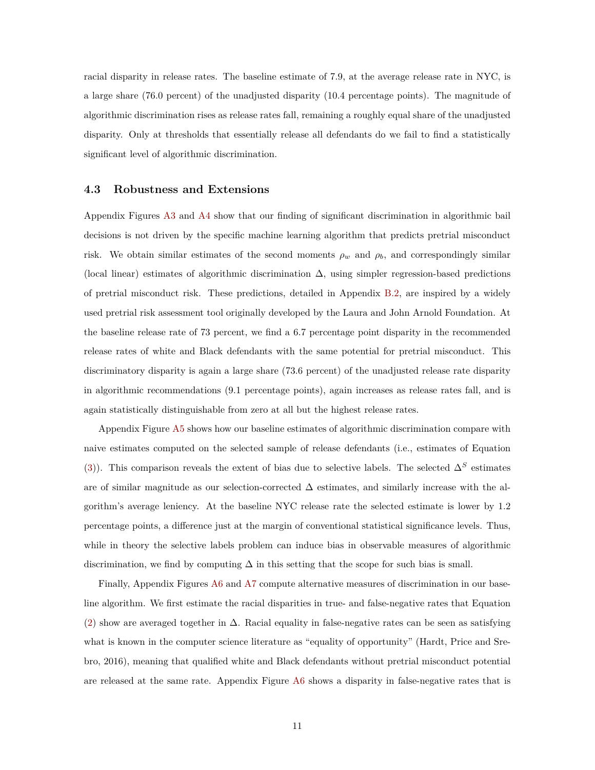racial disparity in release rates. The baseline estimate of 7.9, at the average release rate in NYC, is a large share (76.0 percent) of the unadjusted disparity (10.4 percentage points). The magnitude of algorithmic discrimination rises as release rates fall, remaining a roughly equal share of the unadjusted disparity. Only at thresholds that essentially release all defendants do we fail to find a statistically significant level of algorithmic discrimination.

### 4.3 Robustness and Extensions

Appendix Figures A3 and A4 show that our finding of significant discrimination in algorithmic bail decisions is not driven by the specific machine learning algorithm that predicts pretrial misconduct risk. We obtain similar estimates of the second moments $\rho_w$ and $\rho_b$, and correspondingly similar (local linear) estimates of algorithmic discrimination $\Delta$, using simpler regression-based predictions of pretrial misconduct risk. These predictions, detailed in Appendix B.2, are inspired by a widely used pretrial risk assessment tool originally developed by the Laura and John Arnold Foundation. At the baseline release rate of 73 percent, we find a 6.7 percentage point disparity in the recommended release rates of white and Black defendants with the same potential for pretrial misconduct. This discriminatory disparity is again a large share (73.6 percent) of the unadjusted release rate disparity in algorithmic recommendations (9.1 percentage points), again increases as release rates fall, and is again statistically distinguishable from zero at all but the highest release rates.

Appendix Figure A5 shows how our baseline estimates of algorithmic discrimination compare with naive estimates computed on the selected sample of release defendants (i.e., estimates of Equation (3)). This comparison reveals the extent of bias due to selective labels. The selected $\Delta^S$ estimates are of similar magnitude as our selection-corrected $\Delta$ estimates, and similarly increase with the algorithm's average leniency. At the baseline NYC release rate the selected estimate is lower by 1.2 percentage points, a difference just at the margin of conventional statistical significance levels. Thus, while in theory the selective labels problem can induce bias in observable measures of algorithmic discrimination, we find by computing $\Delta$ in this setting that the scope for such bias is small.

Finally, Appendix Figures A6 and A7 compute alternative measures of discrimination in our baseline algorithm. We first estimate the racial disparities in true- and false-negative rates that Equation (2) show are averaged together in $\Delta$. Racial equality in false-negative rates can be seen as satisfying what is known in the computer science literature as "equality of opportunity" (Hardt, Price and Srebro, 2016), meaning that qualified white and Black defendants without pretrial misconduct potential are released at the same rate. Appendix Figure A6 shows a disparity in false-negative rates that is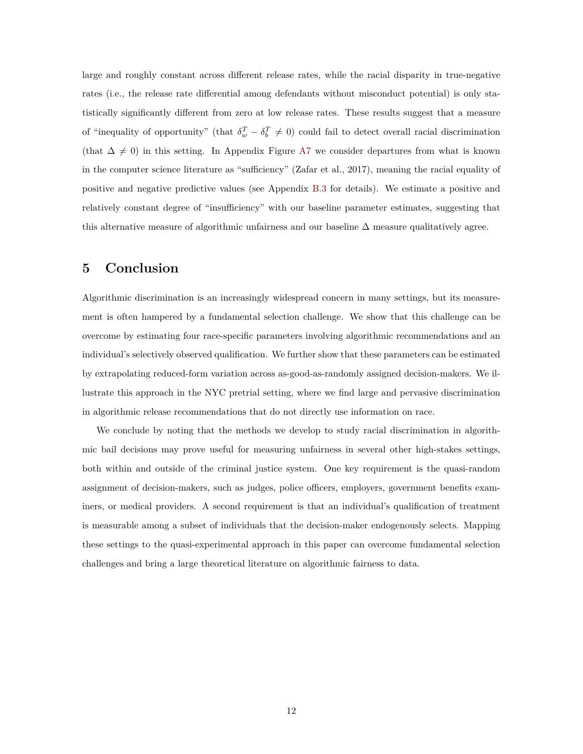large and roughly constant across different release rates, while the racial disparity in true-negative rates (i.e., the release rate differential among defendants without misconduct potential) is only statistically significantly different from zero at low release rates. These results suggest that a measure of "inequality of opportunity" (that $\delta_w^T - \delta_b^T \neq 0$) could fail to detect overall racial discrimination (that $\Delta \neq 0$) in this setting. In Appendix Figure A7 we consider departures from what is known in the computer science literature as "sufficiency" (Zafar et al., 2017), meaning the racial equality of positive and negative predictive values (see Appendix B.3 for details). We estimate a positive and relatively constant degree of "insufficiency" with our baseline parameter estimates, suggesting that this alternative measure of algorithmic unfairness and our baseline $\Delta$ measure qualitatively agree.

# 5 Conclusion

Algorithmic discrimination is an increasingly widespread concern in many settings, but its measurement is often hampered by a fundamental selection challenge. We show that this challenge can be overcome by estimating four race-specific parameters involving algorithmic recommendations and an individual's selectively observed qualification. We further show that these parameters can be estimated by extrapolating reduced-form variation across as-good-as-randomly assigned decision-makers. We illustrate this approach in the NYC pretrial setting, where we find large and pervasive discrimination in algorithmic release recommendations that do not directly use information on race.

We conclude by noting that the methods we develop to study racial discrimination in algorithmic bail decisions may prove useful for measuring unfairness in several other high-stakes settings, both within and outside of the criminal justice system. One key requirement is the quasi-random assignment of decision-makers, such as judges, police officers, employers, government benefits examiners, or medical providers. A second requirement is that an individual's qualification of treatment is measurable among a subset of individuals that the decision-maker endogenously selects. Mapping these settings to the quasi-experimental approach in this paper can overcome fundamental selection challenges and bring a large theoretical literature on algorithmic fairness to data.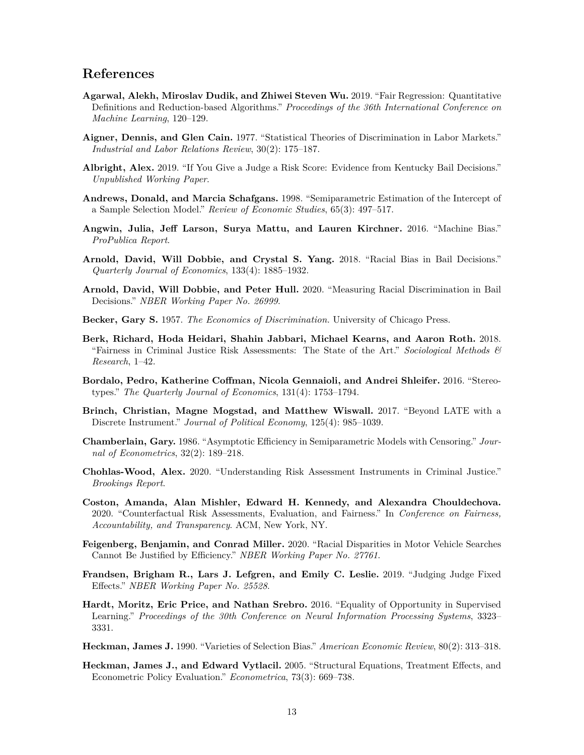## References

**Agarwal, Alekh, Miroslav Dudik, and Zhiwei Steven Wu.** 2019. "Fair Regression: Quantitative Definitions and Reduction-based Algorithms." *Proceedings of the 36th International Conference on Machine Learning*, 120–129.

**Aigner, Dennis, and Glen Cain.** 1977. "Statistical Theories of Discrimination in Labor Markets." *Industrial and Labor Relations Review*, 30(2): 175–187.

**Albright, Alex.** 2019. "If You Give a Judge a Risk Score: Evidence from Kentucky Bail Decisions." *Unpublished Working Paper.*

**Andrews, Donald, and Marcia Schafgans.** 1998. "Semiparametric Estimation of the Intercept of a Sample Selection Model." *Review of Economic Studies*, 65(3): 497–517.

**Angwin, Julia, Jeff Larson, Surya Mattu, and Lauren Kirchner.** 2016. "Machine Bias." *ProPublica Report.*

**Arnold, David, Will Dobbie, and Crystal S. Yang.** 2018. "Racial Bias in Bail Decisions." *Quarterly Journal of Economics*, 133(4): 1885–1932.

**Arnold, David, Will Dobbie, and Peter Hull.** 2020. "Measuring Racial Discrimination in Bail Decisions." *NBER Working Paper No. 26999.*

**Becker, Gary S.** 1957. *The Economics of Discrimination.* University of Chicago Press.

**Berk, Richard, Hoda Heidari, Shahin Jabbari, Michael Kearns, and Aaron Roth.** 2018. "Fairness in Criminal Justice Risk Assessments: The State of the Art." *Sociological Methods & Research*, 1–42.

**Bordalo, Pedro, Katherine Coffman, Nicola Gennaioli, and Andrei Shleifer.** 2016. "Stereotypes." *The Quarterly Journal of Economics*, 131(4): 1753–1794.

**Brinch, Christian, Magne Mogstad, and Matthew Wiswall.** 2017. "Beyond LATE with a Discrete Instrument." *Journal of Political Economy*, 125(4): 985–1039.

**Chamberlain, Gary.** 1986. "Asymptotic Efficiency in Semiparametric Models with Censoring." *Journal of Econometrics*, 32(2): 189–218.

**Chohlas-Wood, Alex.** 2020. "Understanding Risk Assessment Instruments in Criminal Justice." *Brookings Report.*

**Coston, Amanda, Alan Mishler, Edward H. Kennedy, and Alexandra Chouldechova.** 2020. "Counterfactual Risk Assessments, Evaluation, and Fairness." In *Conference on Fairness, Accountability, and Transparency.* ACM, New York, NY.

**Feigenberg, Benjamin, and Conrad Miller.** 2020. "Racial Disparities in Motor Vehicle Searches Cannot Be Justified by Efficiency." *NBER Working Paper No. 27761.*

**Frandsen, Brigham R., Lars J. Lefgren, and Emily C. Leslie.** 2019. "Judging Judge Fixed Effects." *NBER Working Paper No. 25528.*

**Hardt, Moritz, Eric Price, and Nathan Srebro.** 2016. "Equality of Opportunity in Supervised Learning." *Proceedings of the 30th Conference on Neural Information Processing Systems*, 3323–3331.

**Heckman, James J.** 1990. "Varieties of Selection Bias." *American Economic Review*, 80(2): 313–318.

**Heckman, James J., and Edward Vytlacil.** 2005. "Structural Equations, Treatment Effects, and Econometric Policy Evaluation." *Econometrica*, 73(3): 669–738.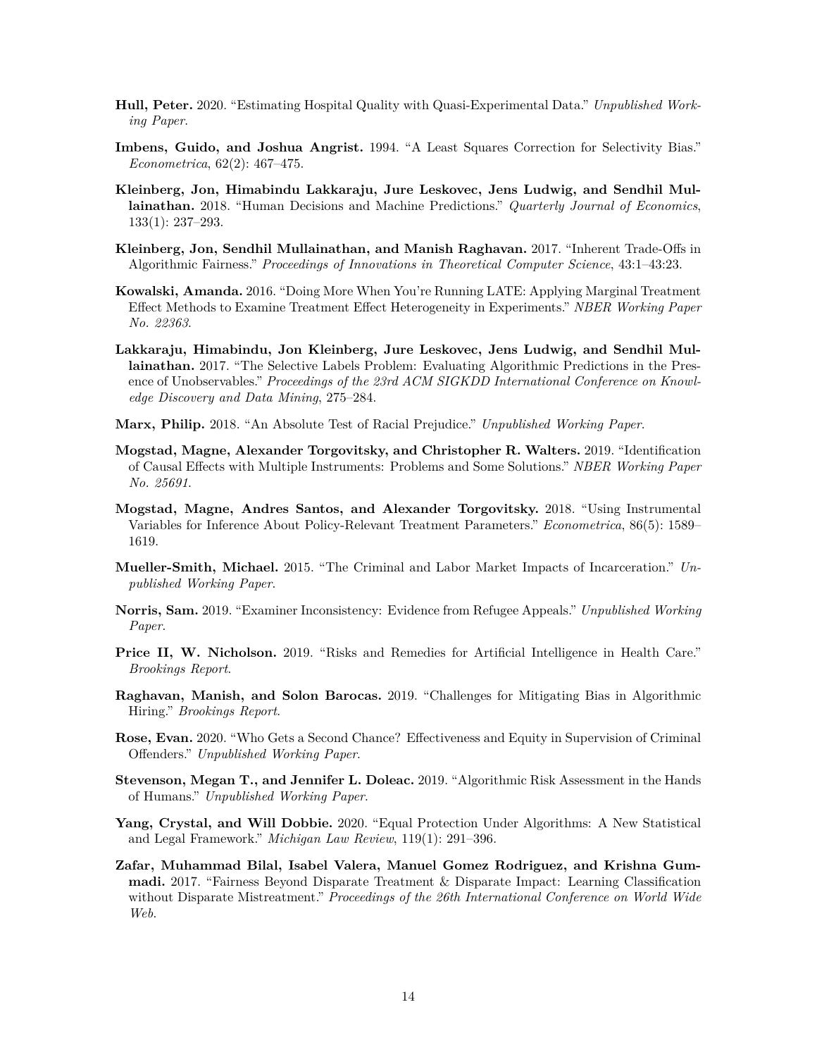**Hull, Peter.** 2020. "Estimating Hospital Quality with Quasi-Experimental Data." *Unpublished Working Paper*.

**Imbens, Guido, and Joshua Angrist.** 1994. "A Least Squares Correction for Selectivity Bias." *Econometrica*, 62(2): 467–475.

**Kleinberg, Jon, Himabindu Lakkaraju, Jure Leskovec, Jens Ludwig, and Sendhil Mullainathan.** 2018. "Human Decisions and Machine Predictions." *Quarterly Journal of Economics*, 133(1): 237–293.

**Kleinberg, Jon, Sendhil Mullainathan, and Manish Raghavan.** 2017. "Inherent Trade-Offs in Algorithmic Fairness." *Proceedings of Innovations in Theoretical Computer Science*, 43:1–43:23.

**Kowalski, Amanda.** 2016. "Doing More When You're Running LATE: Applying Marginal Treatment Effect Methods to Examine Treatment Effect Heterogeneity in Experiments." *NBER Working Paper No. 22363*.

**Lakkaraju, Himabindu, Jon Kleinberg, Jure Leskovec, Jens Ludwig, and Sendhil Mullainathan.** 2017. "The Selective Labels Problem: Evaluating Algorithmic Predictions in the Presence of Unobservables." *Proceedings of the 23rd ACM SIGKDD International Conference on Knowledge Discovery and Data Mining*, 275–284.

**Marx, Philip.** 2018. "An Absolute Test of Racial Prejudice." *Unpublished Working Paper*.

**Mogstad, Magne, Alexander Torgovitsky, and Christopher R. Walters.** 2019. "Identification of Causal Effects with Multiple Instruments: Problems and Some Solutions." *NBER Working Paper No. 25691*.

**Mogstad, Magne, Andres Santos, and Alexander Torgovitsky.** 2018. "Using Instrumental Variables for Inference About Policy-Relevant Treatment Parameters." *Econometrica*, 86(5): 1589–1619.

**Mueller-Smith, Michael.** 2015. "The Criminal and Labor Market Impacts of Incarceration." *Unpublished Working Paper*.

**Norris, Sam.** 2019. "Examiner Inconsistency: Evidence from Refugee Appeals." *Unpublished Working Paper*.

**Price II, W. Nicholson.** 2019. "Risks and Remedies for Artificial Intelligence in Health Care." *Brookings Report*.

**Raghavan, Manish, and Solon Barocas.** 2019. "Challenges for Mitigating Bias in Algorithmic Hiring." *Brookings Report*.

**Rose, Evan.** 2020. "Who Gets a Second Chance? Effectiveness and Equity in Supervision of Criminal Offenders." *Unpublished Working Paper*.

**Stevenson, Megan T., and Jennifer L. Doleac.** 2019. "Algorithmic Risk Assessment in the Hands of Humans." *Unpublished Working Paper*.

**Yang, Crystal, and Will Dobbie.** 2020. "Equal Protection Under Algorithms: A New Statistical and Legal Framework." *Michigan Law Review*, 119(1): 291–396.

**Zafar, Muhammad Bilal, Isabel Valera, Manuel Gomez Rodriguez, and Krishna Gummadi.** 2017. "Fairness Beyond Disparate Treatment & Disparate Impact: Learning Classification without Disparate Mistreatment." *Proceedings of the 26th International Conference on World Wide Web*.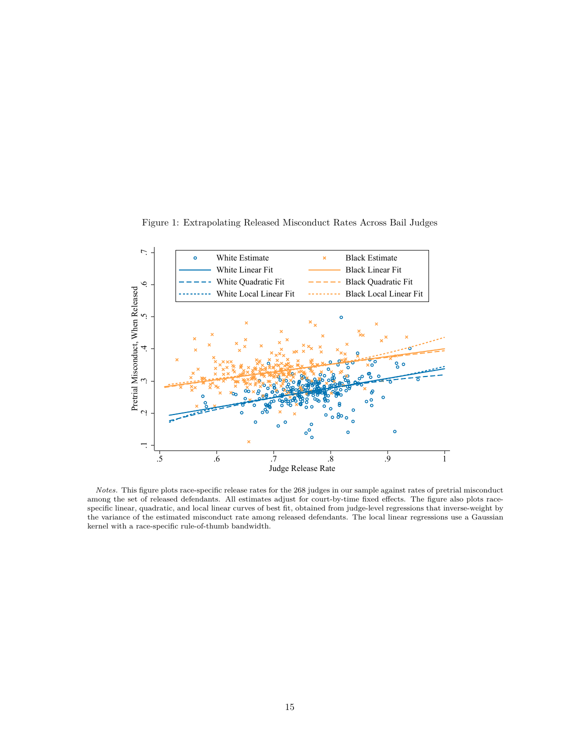Figure 1: Extrapolating Released Misconduct Rates Across Bail Judges

Pretrial Misconduct, When Released

.1
.2
.3
.4
.5
.6
.7

Judge Release Rate

.5
.6
.7
.8
.9
1

White Estimate
Black Estimate
White Linear Fit
Black Linear Fit
White Quadratic Fit
Black Quadratic Fit
White Local Linear Fit
Black Local Linear Fit

*Notes.* This figure plots race-specific release rates for the 268 judges in our sample against rates of pretrial misconduct among the set of released defendants. All estimates adjust for court-by-time fixed effects. The figure also plots race-specific linear, quadratic, and local linear curves of best fit, obtained from judge-level regressions that inverse-weight by the variance of the estimated misconduct rate among released defendants. The local linear regressions use a Gaussian kernel with a race-specific rule-of-thumb bandwidth.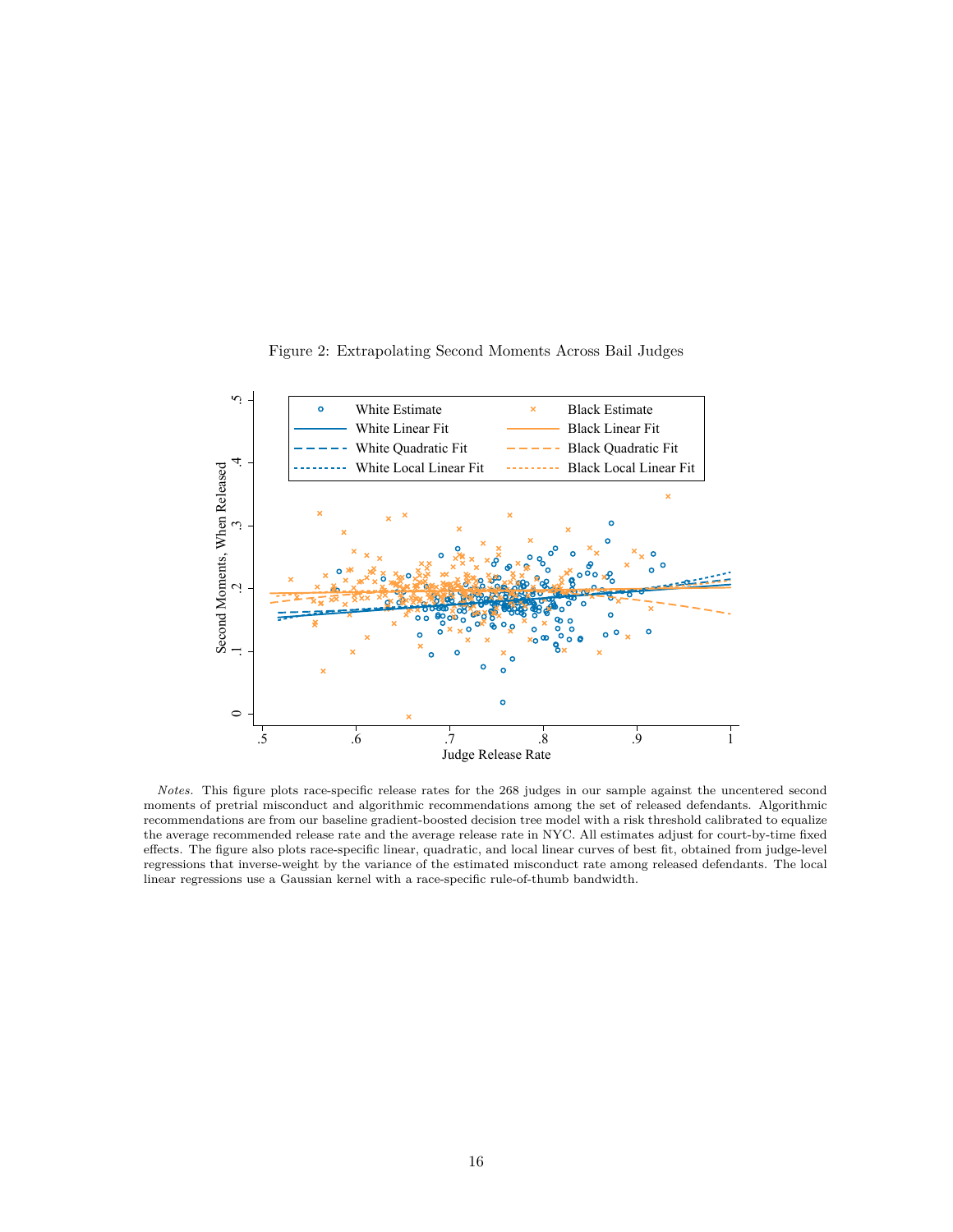Figure 2: Extrapolating Second Moments Across Bail Judges

White Estimate
Black Estimate
White Linear Fit
Black Linear Fit
White Quadratic Fit
Black Quadratic Fit
White Local Linear Fit
Black Local Linear Fit

Second Moments, When Released

0
.1
.2
.3
.4
.5

Judge Release Rate

.5
.6
.7
.8
.9
1

*Notes.* This figure plots race-specific release rates for the 268 judges in our sample against the uncentered second moments of pretrial misconduct and algorithmic recommendations among the set of released defendants. Algorithmic recommendations are from our baseline gradient-boosted decision tree model with a risk threshold calibrated to equalize the average recommended release rate and the average release rate in NYC. All estimates adjust for court-by-time fixed effects. The figure also plots race-specific linear, quadratic, and local linear curves of best fit, obtained from judge-level regressions that inverse-weight by the variance of the estimated misconduct rate among released defendants. The local linear regressions use a Gaussian kernel with a race-specific rule-of-thumb bandwidth.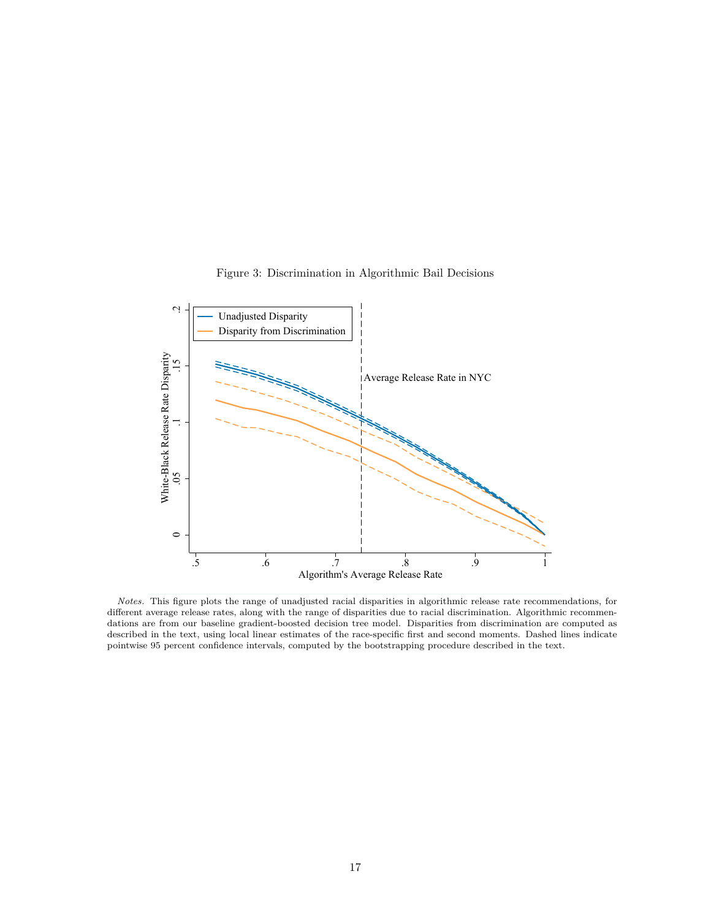Figure 3: Discrimination in Algorithmic Bail Decisions

Unadjusted Disparity

Disparity from Discrimination

Average Release Rate in NYC

White-Black Release Rate Disparity

0

.05

.1

.15

.2

.5

.6

.7

.8

.9

1

Algorithm's Average Release Rate

*Notes.* This figure plots the range of unadjusted racial disparities in algorithmic release rate recommendations, for different average release rates, along with the range of disparities due to racial discrimination. Algorithmic recommendations are from our baseline gradient-boosted decision tree model. Disparities from discrimination are computed as described in the text, using local linear estimates of the race-specific first and second moments. Dashed lines indicate pointwise 95 percent confidence intervals, computed by the bootstrapping procedure described in the text.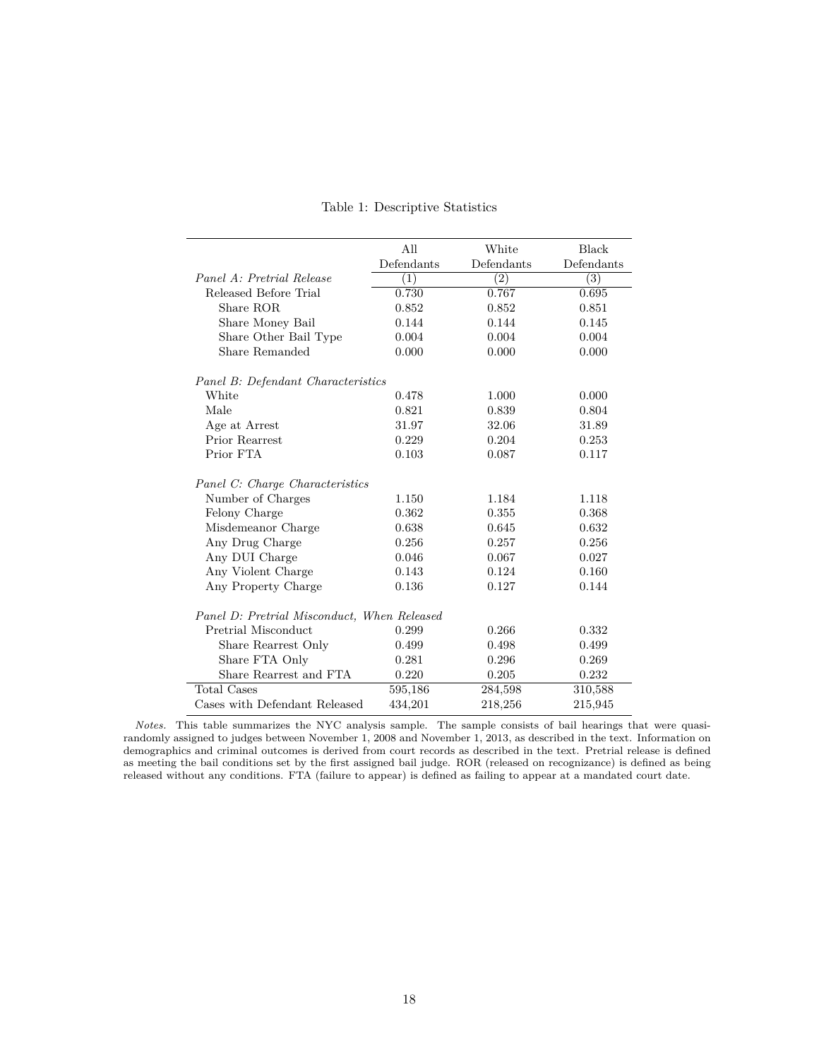Table 1: Descriptive Statistics

| | All Defendants | White Defendants | Black Defendants |
|---|---|---|---|
| *Panel A: Pretrial Release* | (1) | (2) | (3) |
| Released Before Trial | 0.730 | 0.767 | 0.695 |
| Share ROR | 0.852 | 0.852 | 0.851 |
| Share Money Bail | 0.144 | 0.144 | 0.145 |
| Share Other Bail Type | 0.004 | 0.004 | 0.004 |
| Share Remanded | 0.000 | 0.000 | 0.000 |
| *Panel B: Defendant Characteristics* | | | |
| White | 0.478 | 1.000 | 0.000 |
| Male | 0.821 | 0.839 | 0.804 |
| Age at Arrest | 31.97 | 32.06 | 31.89 |
| Prior Rearrest | 0.229 | 0.204 | 0.253 |
| Prior FTA | 0.103 | 0.087 | 0.117 |
| *Panel C: Charge Characteristics* | | | |
| Number of Charges | 1.150 | 1.184 | 1.118 |
| Felony Charge | 0.362 | 0.355 | 0.368 |
| Misdemeanor Charge | 0.638 | 0.645 | 0.632 |
| Any Drug Charge | 0.256 | 0.257 | 0.256 |
| Any DUI Charge | 0.046 | 0.067 | 0.027 |
| Any Violent Charge | 0.143 | 0.124 | 0.160 |
| Any Property Charge | 0.136 | 0.127 | 0.144 |
| *Panel D: Pretrial Misconduct, When Released* | | | |
| Pretrial Misconduct | 0.299 | 0.266 | 0.332 |
| Share Rearrest Only | 0.499 | 0.498 | 0.499 |
| Share FTA Only | 0.281 | 0.296 | 0.269 |
| Share Rearrest and FTA | 0.220 | 0.205 | 0.232 |
| Total Cases | 595,186 | 284,598 | 310,588 |
| Cases with Defendant Released | 434,201 | 218,256 | 215,945 |

*Notes.* This table summarizes the NYC analysis sample. The sample consists of bail hearings that were quasi-randomly assigned to judges between November 1, 2008 and November 1, 2013, as described in the text. Information on demographics and criminal outcomes is derived from court records as described in the text. Pretrial release is defined as meeting the bail conditions set by the first assigned bail judge. ROR (released on recognizance) is defined as being released without any conditions. FTA (failure to appear) is defined as failing to appear at a mandated court date.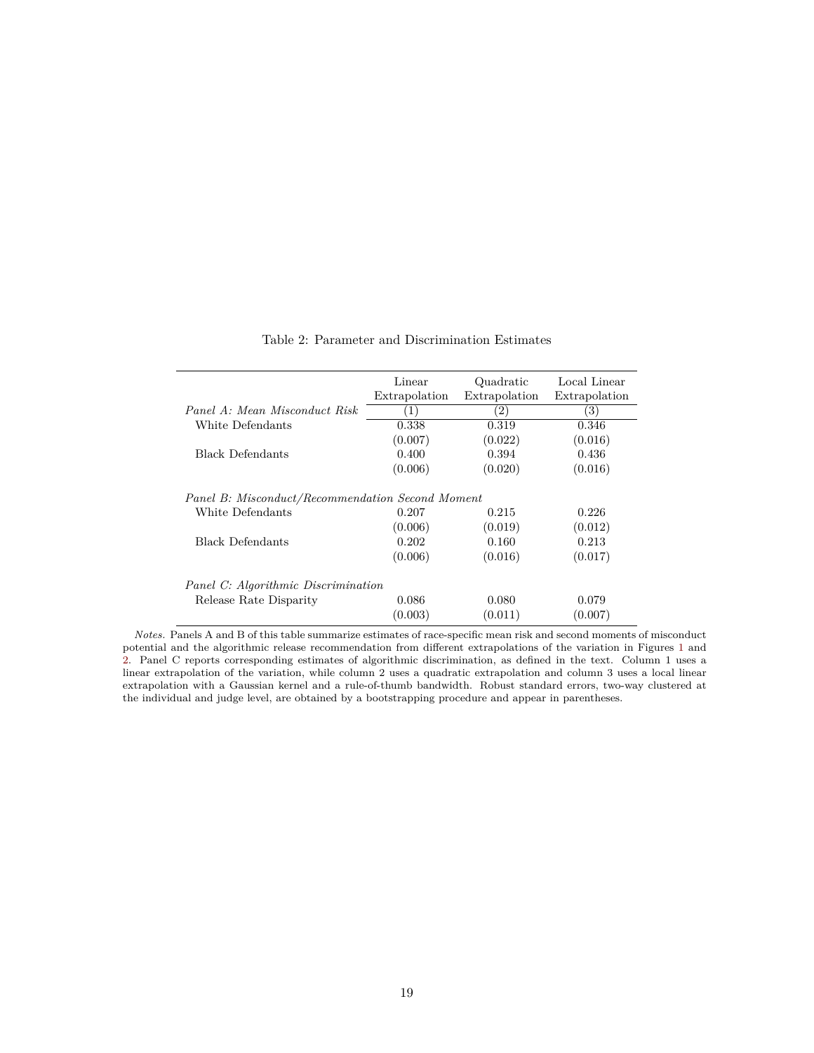Table 2: Parameter and Discrimination Estimates

| | Linear Extrapolation | Quadratic Extrapolation | Local Linear Extrapolation |
|---|---|---|---|
| *Panel A: Mean Misconduct Risk* | (1) | (2) | (3) |
| White Defendants | 0.338 | 0.319 | 0.346 |
| | (0.007) | (0.022) | (0.016) |
| Black Defendants | 0.400 | 0.394 | 0.436 |
| | (0.006) | (0.020) | (0.016) |
| *Panel B: Misconduct/Recommendation Second Moment* | | | |
| White Defendants | 0.207 | 0.215 | 0.226 |
| | (0.006) | (0.019) | (0.012) |
| Black Defendants | 0.202 | 0.160 | 0.213 |
| | (0.006) | (0.016) | (0.017) |
| *Panel C: Algorithmic Discrimination* | | | |
| Release Rate Disparity | 0.086 | 0.080 | 0.079 |
| | (0.003) | (0.011) | (0.007) |

*Notes.* Panels A and B of this table summarize estimates of race-specific mean risk and second moments of misconduct potential and the algorithmic release recommendation from different extrapolations of the variation in Figures 1 and 2. Panel C reports corresponding estimates of algorithmic discrimination, as defined in the text. Column 1 uses a linear extrapolation of the variation, while column 2 uses a quadratic extrapolation and column 3 uses a local linear extrapolation with a Gaussian kernel and a rule-of-thumb bandwidth. Robust standard errors, two-way clustered at the individual and judge level, are obtained by a bootstrapping procedure and appear in parentheses.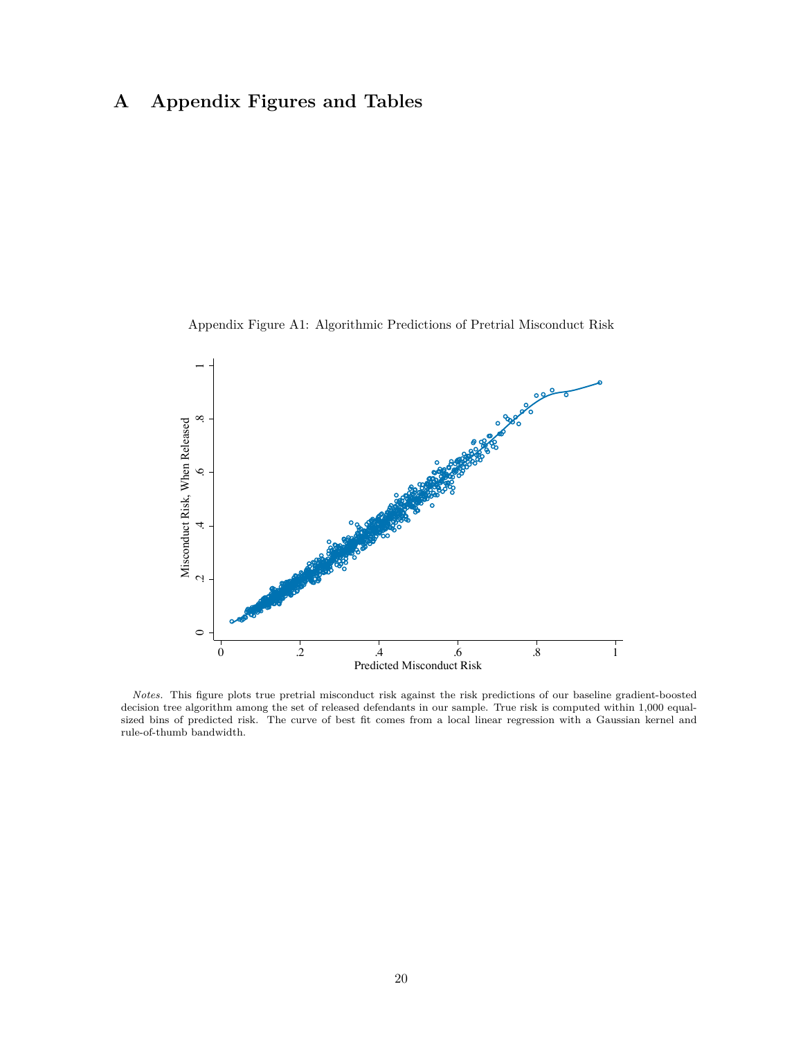# A Appendix Figures and Tables

Appendix Figure A1: Algorithmic Predictions of Pretrial Misconduct Risk

Misconduct Risk, When Released

0
.2
.4
.6
.8
1

0
.2
.4
.6
.8
1

Predicted Misconduct Risk

*Notes.* This figure plots true pretrial misconduct risk against the risk predictions of our baseline gradient-boosted decision tree algorithm among the set of released defendants in our sample. True risk is computed within 1,000 equal-sized bins of predicted risk. The curve of best fit comes from a local linear regression with a Gaussian kernel and rule-of-thumb bandwidth.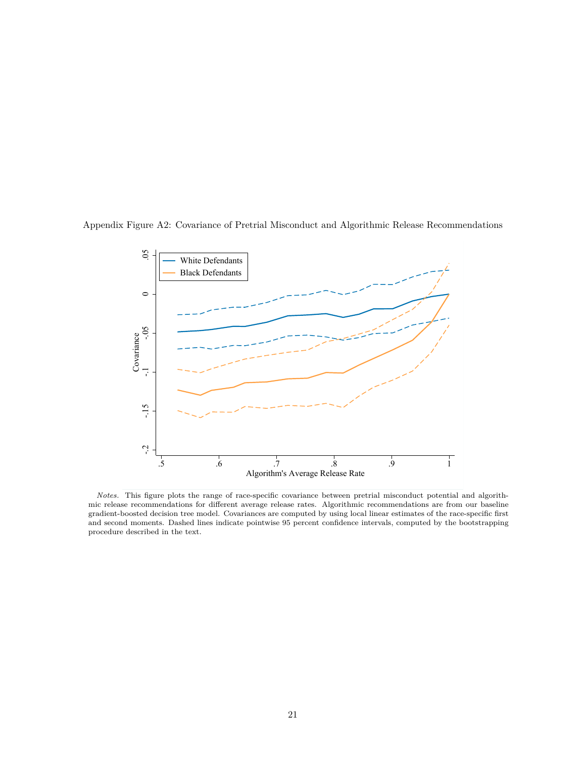Appendix Figure A2: Covariance of Pretrial Misconduct and Algorithmic Release Recommendations

White Defendants
Black Defendants

.05
0
-.05
-.1
-.15
-.2

Covariance

.5
.6
.7
.8
.9
1

Algorithm's Average Release Rate

*Notes.* This figure plots the range of race-specific covariance between pretrial misconduct potential and algorithmic release recommendations for different average release rates. Algorithmic recommendations are from our baseline gradient-boosted decision tree model. Covariances are computed by using local linear estimates of the race-specific first and second moments. Dashed lines indicate pointwise 95 percent confidence intervals, computed by the bootstrapping procedure described in the text.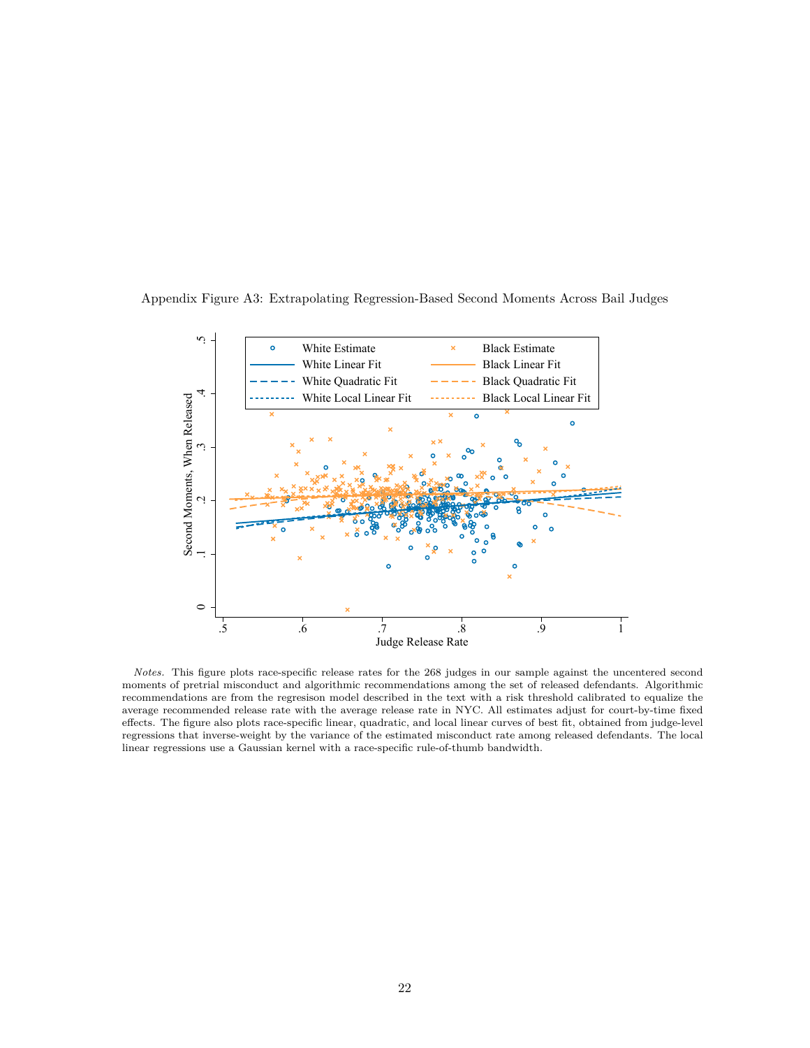Appendix Figure A3: Extrapolating Regression-Based Second Moments Across Bail Judges

White Estimate
Black Estimate
White Linear Fit
Black Linear Fit
White Quadratic Fit
Black Quadratic Fit
White Local Linear Fit
Black Local Linear Fit

Second Moments, When Released

0
.1
.2
.3
.4
.5

Judge Release Rate

.5
.6
.7
.8
.9
1

*Notes.* This figure plots race-specific release rates for the 268 judges in our sample against the uncentered second moments of pretrial misconduct and algorithmic recommendations among the set of released defendants. Algorithmic recommendations are from the regresison model described in the text with a risk threshold calibrated to equalize the average recommended release rate with the average release rate in NYC. All estimates adjust for court-by-time fixed effects. The figure also plots race-specific linear, quadratic, and local linear curves of best fit, obtained from judge-level regressions that inverse-weight by the variance of the estimated misconduct rate among released defendants. The local linear regressions use a Gaussian kernel with a race-specific rule-of-thumb bandwidth.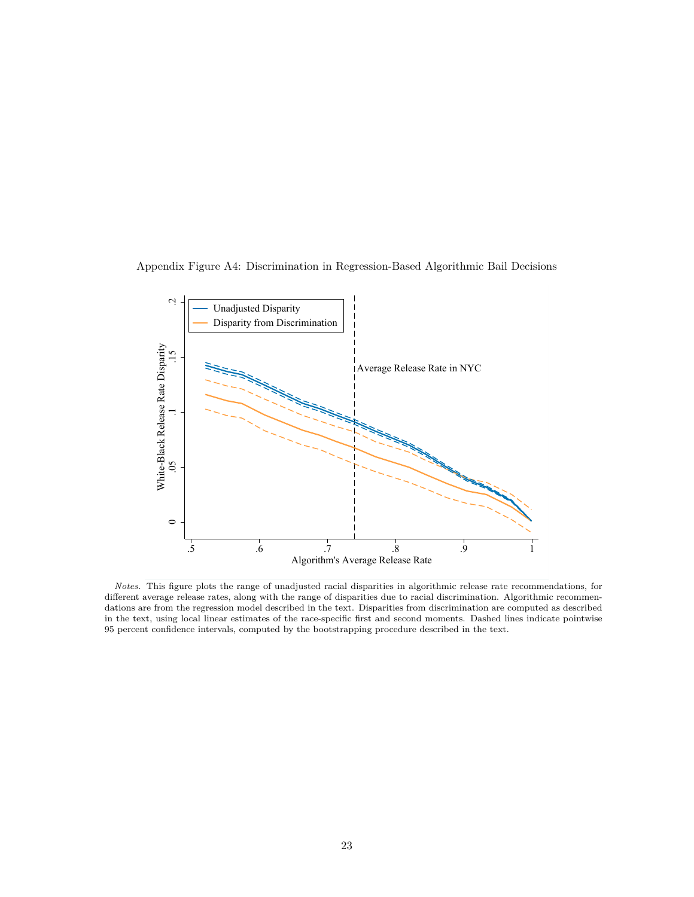Appendix Figure A4: Discrimination in Regression-Based Algorithmic Bail Decisions

Unadjusted Disparity
Disparity from Discrimination
Average Release Rate in NYC
White-Black Release Rate Disparity
0
.05
.1
.15
.2
.5
.6
.7
.8
.9
1
Algorithm's Average Release Rate

*Notes.* This figure plots the range of unadjusted racial disparities in algorithmic release rate recommendations, for different average release rates, along with the range of disparities due to racial discrimination. Algorithmic recommendations are from the regression model described in the text. Disparities from discrimination are computed as described in the text, using local linear estimates of the race-specific first and second moments. Dashed lines indicate pointwise 95 percent confidence intervals, computed by the bootstrapping procedure described in the text.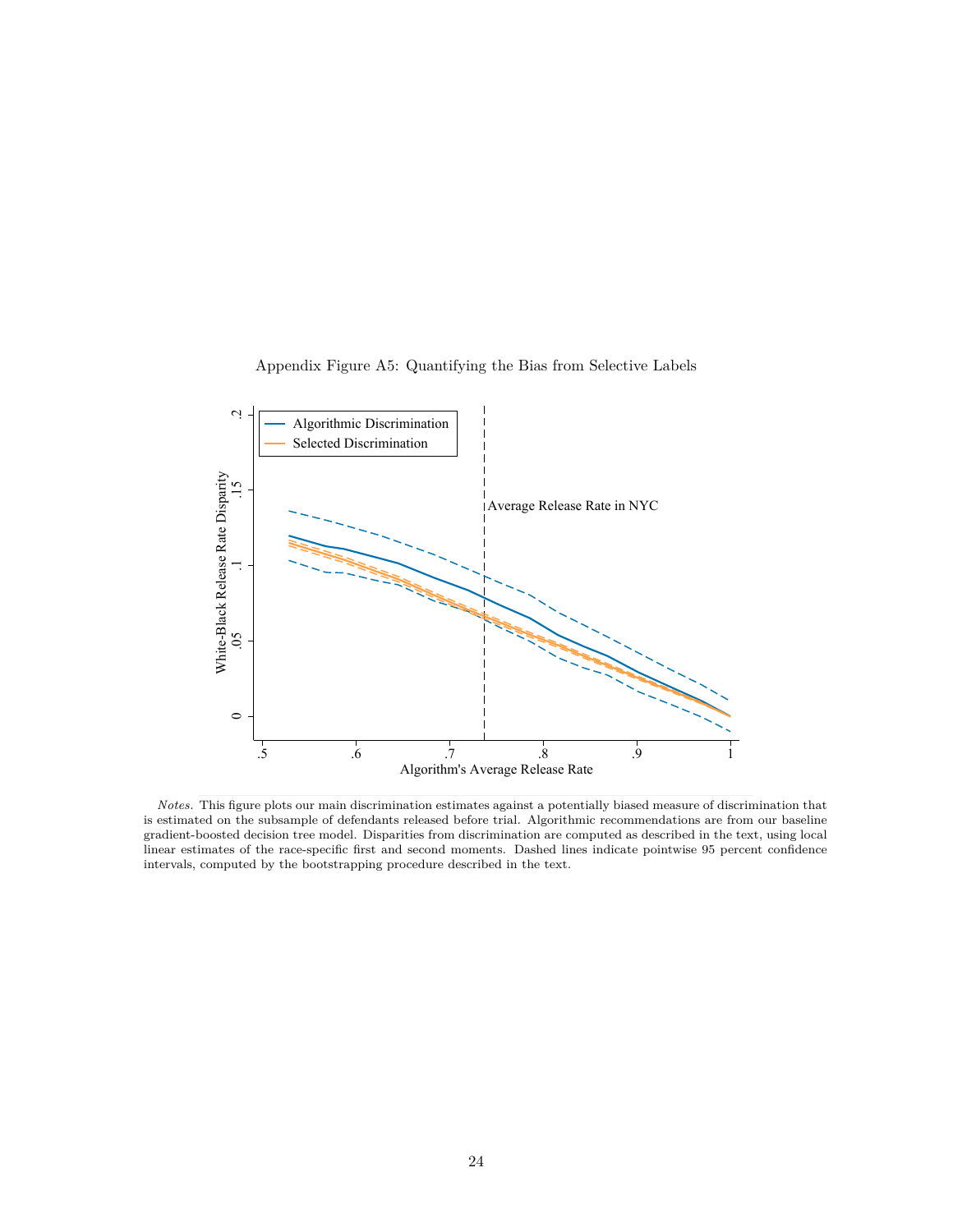Appendix Figure A5: Quantifying the Bias from Selective Labels

Algorithmic Discrimination
Selected Discrimination

Average Release Rate in NYC

White-Black Release Rate Disparity

0
.05
.1
.15
.2

.5
.6
.7
.8
.9
1

Algorithm's Average Release Rate

*Notes.* This figure plots our main discrimination estimates against a potentially biased measure of discrimination that is estimated on the subsample of defendants released before trial. Algorithmic recommendations are from our baseline gradient-boosted decision tree model. Disparities from discrimination are computed as described in the text, using local linear estimates of the race-specific first and second moments. Dashed lines indicate pointwise 95 percent confidence intervals, computed by the bootstrapping procedure described in the text.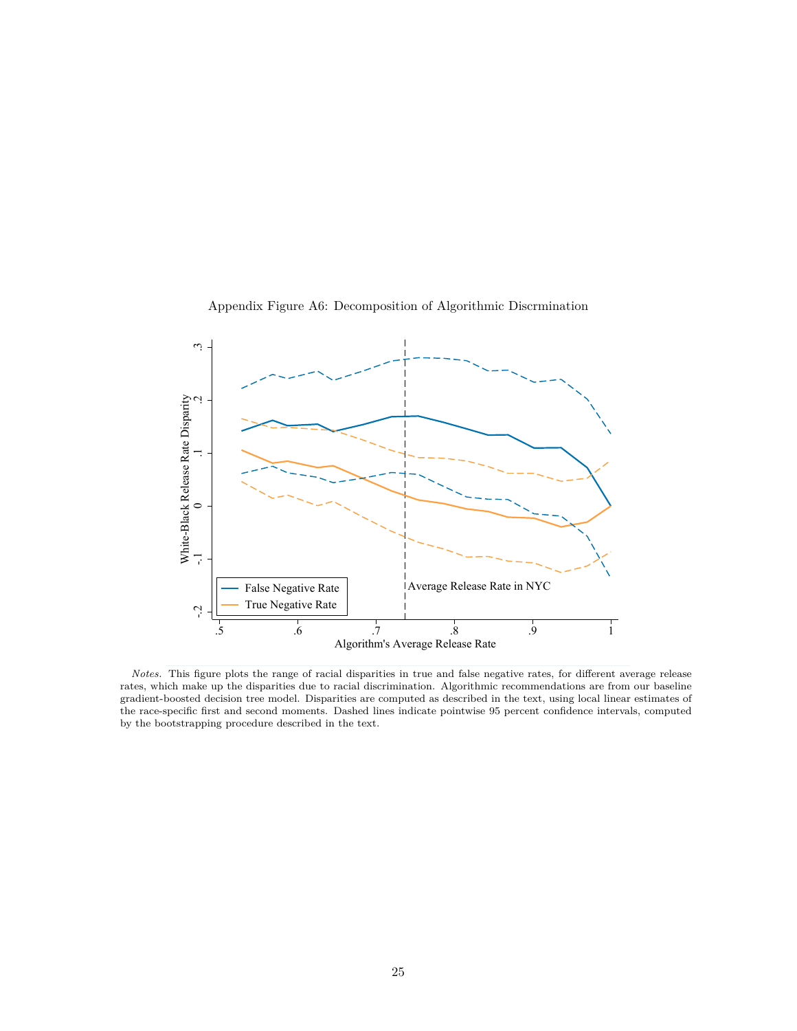Appendix Figure A6: Decomposition of Algorithmic Discrmination

White-Black Release Rate Disparity

.3

.2

.1

0

-.1

-.2

Average Release Rate in NYC

False Negative Rate

True Negative Rate

.5 .6 .7 .8 .9 1

Algorithm's Average Release Rate

*Notes.* This figure plots the range of racial disparities in true and false negative rates, for different average release rates, which make up the disparities due to racial discrimination. Algorithmic recommendations are from our baseline gradient-boosted decision tree model. Disparities are computed as described in the text, using local linear estimates of the race-specific first and second moments. Dashed lines indicate pointwise 95 percent confidence intervals, computed by the bootstrapping procedure described in the text.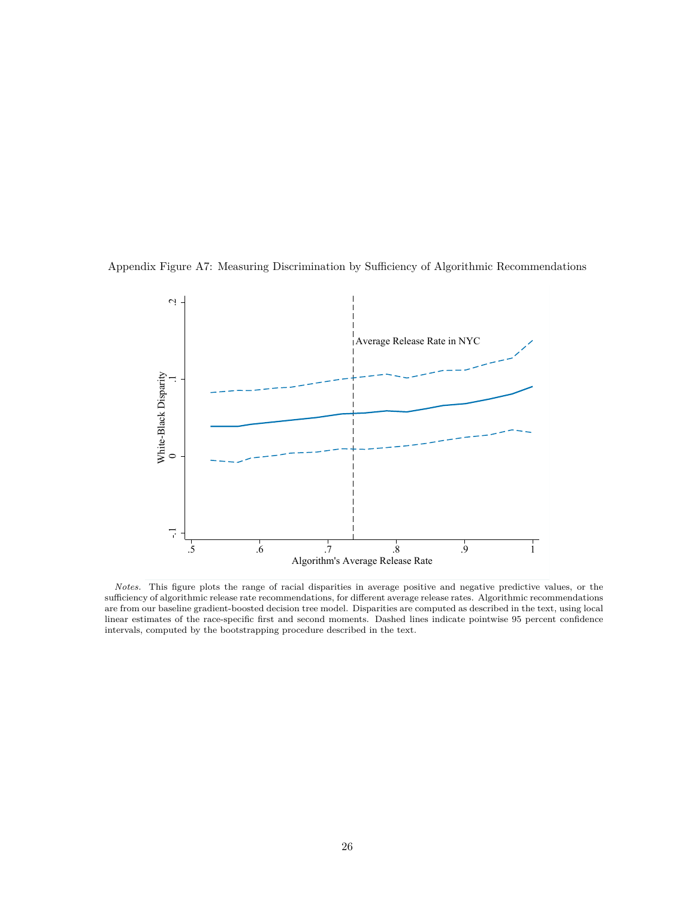Appendix Figure A7: Measuring Discrimination by Sufficiency of Algorithmic Recommendations

Average Release Rate in NYC

White-Black Disparity

.2

.1

0

-.1

.5

.6

.7

.8

.9

1

Algorithm's Average Release Rate

*Notes.* This figure plots the range of racial disparities in average positive and negative predictive values, or the sufficiency of algorithmic release rate recommendations, for different average release rates. Algorithmic recommendations are from our baseline gradient-boosted decision tree model. Disparities are computed as described in the text, using local linear estimates of the race-specific first and second moments. Dashed lines indicate pointwise 95 percent confidence intervals, computed by the bootstrapping procedure described in the text.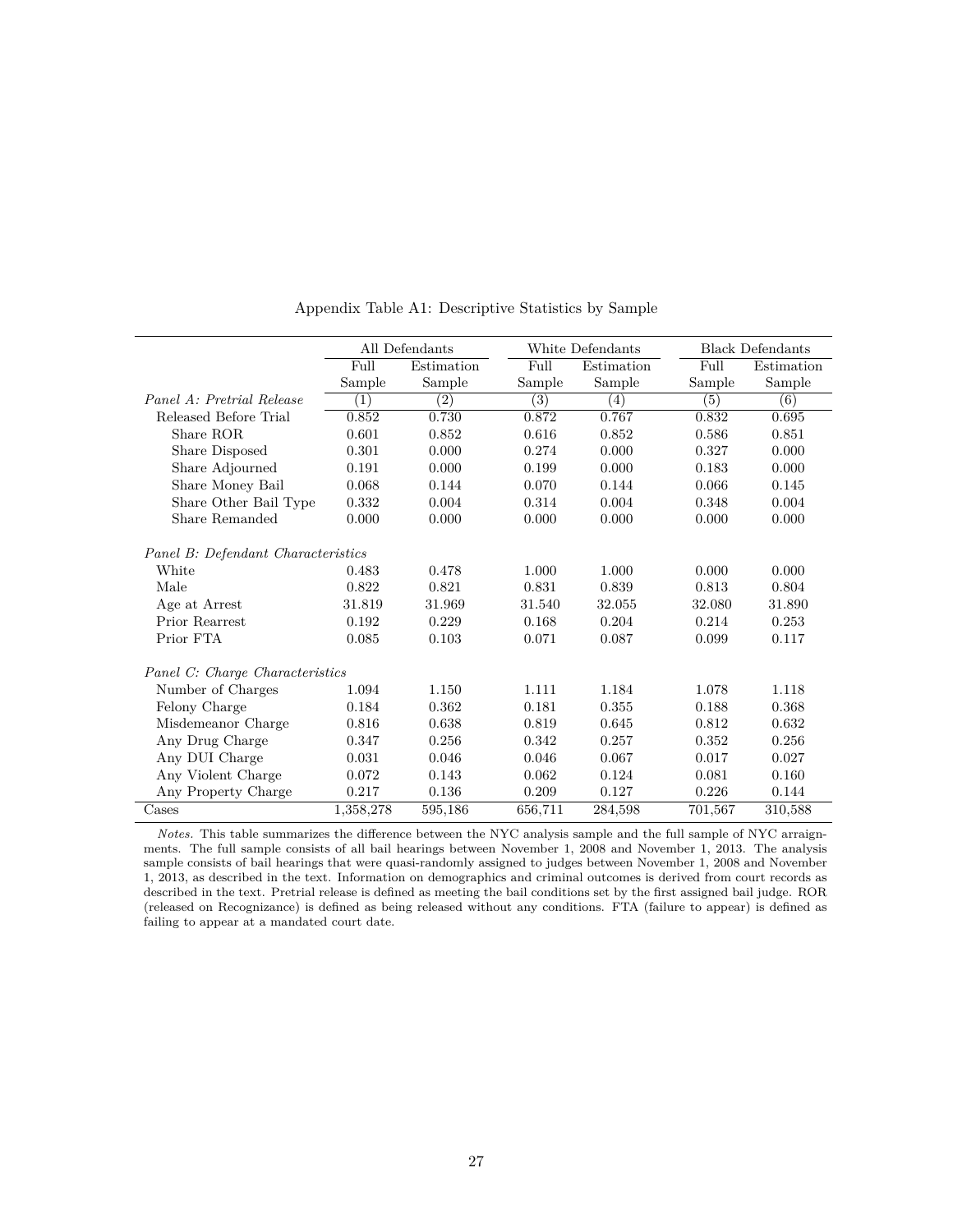Appendix Table A1: Descriptive Statistics by Sample

| | All Defendants | | White Defendants | | Black Defendants | |
|---|---|---|---|---|---|---|
| | Full Sample | Estimation Sample | Full Sample | Estimation Sample | Full Sample | Estimation Sample |
| *Panel A: Pretrial Release* | (1) | (2) | (3) | (4) | (5) | (6) |
| Released Before Trial | 0.852 | 0.730 | 0.872 | 0.767 | 0.832 | 0.695 |
| Share ROR | 0.601 | 0.852 | 0.616 | 0.852 | 0.586 | 0.851 |
| Share Disposed | 0.301 | 0.000 | 0.274 | 0.000 | 0.327 | 0.000 |
| Share Adjourned | 0.191 | 0.000 | 0.199 | 0.000 | 0.183 | 0.000 |
| Share Money Bail | 0.068 | 0.144 | 0.070 | 0.144 | 0.066 | 0.145 |
| Share Other Bail Type | 0.332 | 0.004 | 0.314 | 0.004 | 0.348 | 0.004 |
| Share Remanded | 0.000 | 0.000 | 0.000 | 0.000 | 0.000 | 0.000 |
| *Panel B: Defendant Characteristics* | | | | | | |
| White | 0.483 | 0.478 | 1.000 | 1.000 | 0.000 | 0.000 |
| Male | 0.822 | 0.821 | 0.831 | 0.839 | 0.813 | 0.804 |
| Age at Arrest | 31.819 | 31.969 | 31.540 | 32.055 | 32.080 | 31.890 |
| Prior Rearrest | 0.192 | 0.229 | 0.168 | 0.204 | 0.214 | 0.253 |
| Prior FTA | 0.085 | 0.103 | 0.071 | 0.087 | 0.099 | 0.117 |
| *Panel C: Charge Characteristics* | | | | | | |
| Number of Charges | 1.094 | 1.150 | 1.111 | 1.184 | 1.078 | 1.118 |
| Felony Charge | 0.184 | 0.362 | 0.181 | 0.355 | 0.188 | 0.368 |
| Misdemeanor Charge | 0.816 | 0.638 | 0.819 | 0.645 | 0.812 | 0.632 |
| Any Drug Charge | 0.347 | 0.256 | 0.342 | 0.257 | 0.352 | 0.256 |
| Any DUI Charge | 0.031 | 0.046 | 0.046 | 0.067 | 0.017 | 0.027 |
| Any Violent Charge | 0.072 | 0.143 | 0.062 | 0.124 | 0.081 | 0.160 |
| Any Property Charge | 0.217 | 0.136 | 0.209 | 0.127 | 0.226 | 0.144 |
| Cases | 1,358,278 | 595,186 | 656,711 | 284,598 | 701,567 | 310,588 |

*Notes.* This table summarizes the difference between the NYC analysis sample and the full sample of NYC arraignments. The full sample consists of all bail hearings between November 1, 2008 and November 1, 2013. The analysis sample consists of bail hearings that were quasi-randomly assigned to judges between November 1, 2008 and November 1, 2013, as described in the text. Information on demographics and criminal outcomes is derived from court records as described in the text. Pretrial release is defined as meeting the bail conditions set by the first assigned bail judge. ROR (released on Recognizance) is defined as being released without any conditions. FTA (failure to appear) is defined as failing to appear at a mandated court date.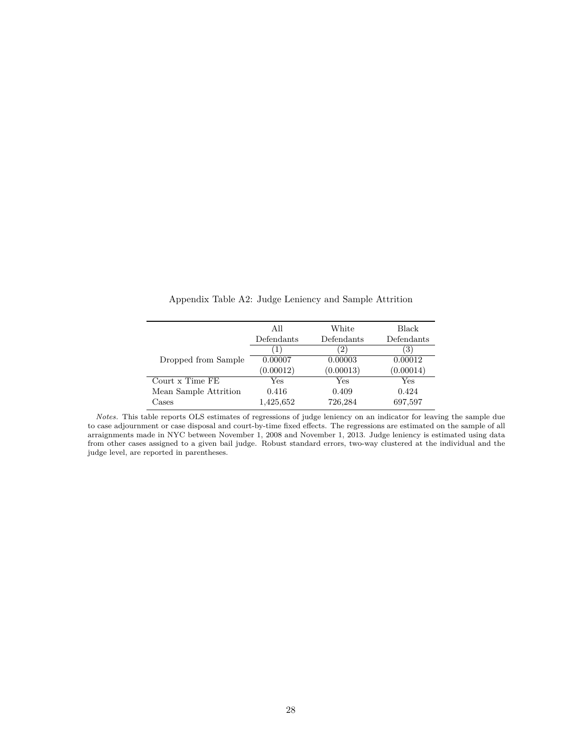Appendix Table A2: Judge Leniency and Sample Attrition

| | All Defendants | White Defendants | Black Defendants |
|---|---|---|---|
| | (1) | (2) | (3) |
| Dropped from Sample | 0.00007 | 0.00003 | 0.00012 |
| | (0.00012) | (0.00013) | (0.00014) |
| Court x Time FE | Yes | Yes | Yes |
| Mean Sample Attrition | 0.416 | 0.409 | 0.424 |
| Cases | 1,425,652 | 726,284 | 697,597 |

*Notes.* This table reports OLS estimates of regressions of judge leniency on an indicator for leaving the sample due to case adjournment or case disposal and court-by-time fixed effects. The regressions are estimated on the sample of all arraignments made in NYC between November 1, 2008 and November 1, 2013. Judge leniency is estimated using data from other cases assigned to a given bail judge. Robust standard errors, two-way clustered at the individual and the judge level, are reported in parentheses.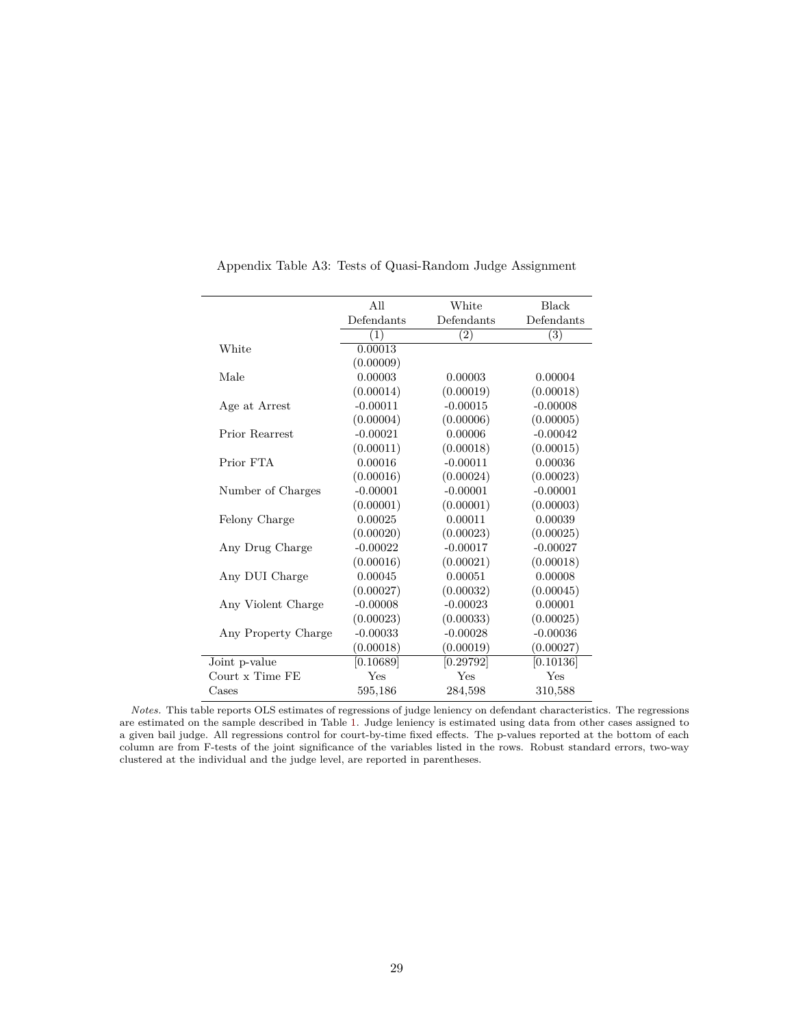Appendix Table A3: Tests of Quasi-Random Judge Assignment

| | All Defendants | White Defendants | Black Defendants |
|---|---|---|---|
| | (1) | (2) | (3) |
| White | 0.00013 | | |
| | (0.00009) | | |
| Male | 0.00003 | 0.00003 | 0.00004 |
| | (0.00014) | (0.00019) | (0.00018) |
| Age at Arrest | -0.00011 | -0.00015 | -0.00008 |
| | (0.00004) | (0.00006) | (0.00005) |
| Prior Rearrest | -0.00021 | 0.00006 | -0.00042 |
| | (0.00011) | (0.00018) | (0.00015) |
| Prior FTA | 0.00016 | -0.00011 | 0.00036 |
| | (0.00016) | (0.00024) | (0.00023) |
| Number of Charges | -0.00001 | -0.00001 | -0.00001 |
| | (0.00001) | (0.00001) | (0.00003) |
| Felony Charge | 0.00025 | 0.00011 | 0.00039 |
| | (0.00020) | (0.00023) | (0.00025) |
| Any Drug Charge | -0.00022 | -0.00017 | -0.00027 |
| | (0.00016) | (0.00021) | (0.00018) |
| Any DUI Charge | 0.00045 | 0.00051 | 0.00008 |
| | (0.00027) | (0.00032) | (0.00045) |
| Any Violent Charge | -0.00008 | -0.00023 | 0.00001 |
| | (0.00023) | (0.00033) | (0.00025) |
| Any Property Charge | -0.00033 | -0.00028 | -0.00036 |
| | (0.00018) | (0.00019) | (0.00027) |
| Joint p-value | [0.10689] | [0.29792] | [0.10136] |
| Court x Time FE | Yes | Yes | Yes |
| Cases | 595,186 | 284,598 | 310,588 |

*Notes.* This table reports OLS estimates of regressions of judge leniency on defendant characteristics. The regressions are estimated on the sample described in Table 1. Judge leniency is estimated using data from other cases assigned to a given bail judge. All regressions control for court-by-time fixed effects. The p-values reported at the bottom of each column are from F-tests of the joint significance of the variables listed in the rows. Robust standard errors, two-way clustered at the individual and the judge level, are reported in parentheses.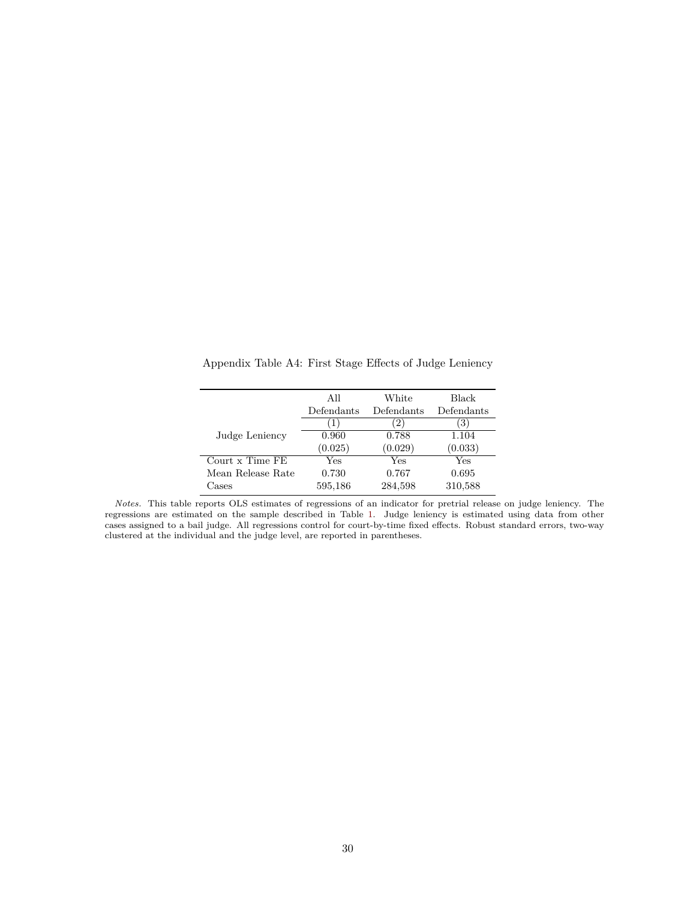Appendix Table A4: First Stage Effects of Judge Leniency

| | All Defendants | White Defendants | Black Defendants |
|---|---|---|---|
| | (1) | (2) | (3) |
| Judge Leniency | 0.960 | 0.788 | 1.104 |
| | (0.025) | (0.029) | (0.033) |
| Court x Time FE | Yes | Yes | Yes |
| Mean Release Rate | 0.730 | 0.767 | 0.695 |
| Cases | 595,186 | 284,598 | 310,588 |

*Notes.* This table reports OLS estimates of regressions of an indicator for pretrial release on judge leniency. The regressions are estimated on the sample described in Table 1. Judge leniency is estimated using data from other cases assigned to a bail judge. All regressions control for court-by-time fixed effects. Robust standard errors, two-way clustered at the individual and the judge level, are reported in parentheses.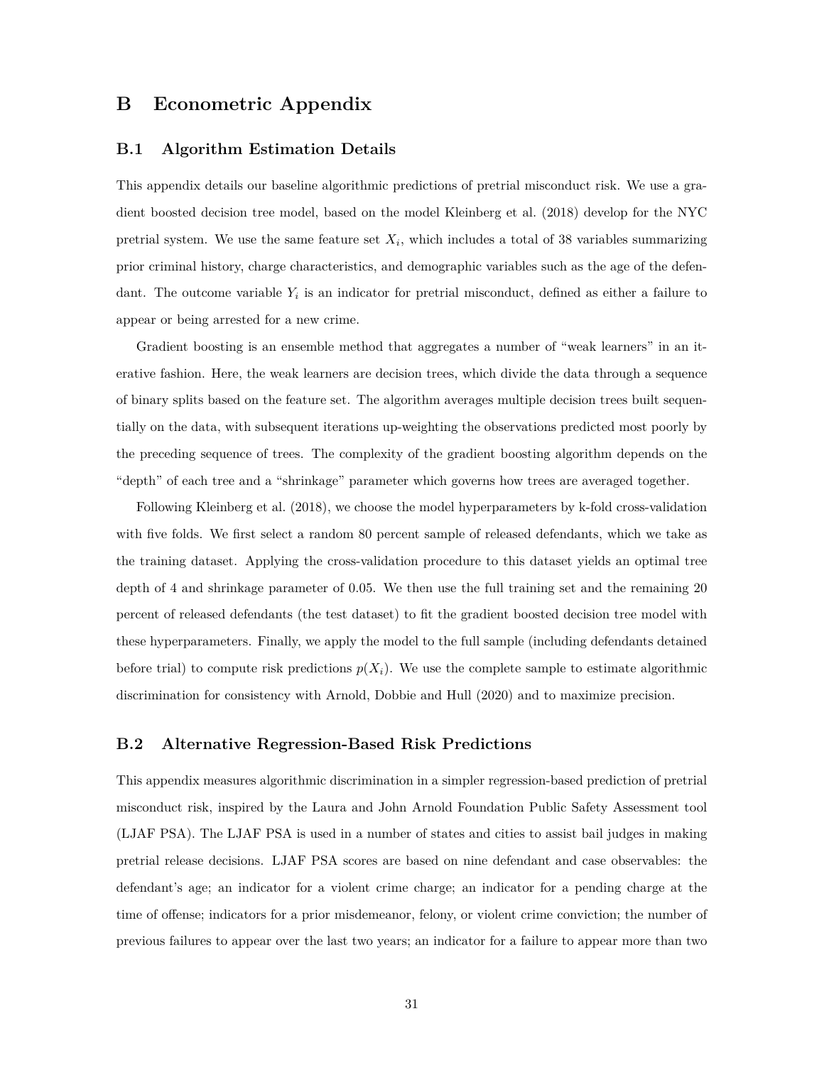# B Econometric Appendix

## B.1 Algorithm Estimation Details

This appendix details our baseline algorithmic predictions of pretrial misconduct risk. We use a gradient boosted decision tree model, based on the model Kleinberg et al. (2018) develop for the NYC pretrial system. We use the same feature set $X_i$, which includes a total of 38 variables summarizing prior criminal history, charge characteristics, and demographic variables such as the age of the defendant. The outcome variable $Y_i$ is an indicator for pretrial misconduct, defined as either a failure to appear or being arrested for a new crime.

Gradient boosting is an ensemble method that aggregates a number of "weak learners" in an iterative fashion. Here, the weak learners are decision trees, which divide the data through a sequence of binary splits based on the feature set. The algorithm averages multiple decision trees built sequentially on the data, with subsequent iterations up-weighting the observations predicted most poorly by the preceding sequence of trees. The complexity of the gradient boosting algorithm depends on the "depth" of each tree and a "shrinkage" parameter which governs how trees are averaged together.

Following Kleinberg et al. (2018), we choose the model hyperparameters by k-fold cross-validation with five folds. We first select a random 80 percent sample of released defendants, which we take as the training dataset. Applying the cross-validation procedure to this dataset yields an optimal tree depth of 4 and shrinkage parameter of 0.05. We then use the full training set and the remaining 20 percent of released defendants (the test dataset) to fit the gradient boosted decision tree model with these hyperparameters. Finally, we apply the model to the full sample (including defendants detained before trial) to compute risk predictions $p(X_i)$. We use the complete sample to estimate algorithmic discrimination for consistency with Arnold, Dobbie and Hull (2020) and to maximize precision.

## B.2 Alternative Regression-Based Risk Predictions

This appendix measures algorithmic discrimination in a simpler regression-based prediction of pretrial misconduct risk, inspired by the Laura and John Arnold Foundation Public Safety Assessment tool (LJAF PSA). The LJAF PSA is used in a number of states and cities to assist bail judges in making pretrial release decisions. LJAF PSA scores are based on nine defendant and case observables: the defendant's age; an indicator for a violent crime charge; an indicator for a pending charge at the time of offense; indicators for a prior misdemeanor, felony, or violent crime conviction; the number of previous failures to appear over the last two years; an indicator for a failure to appear more than two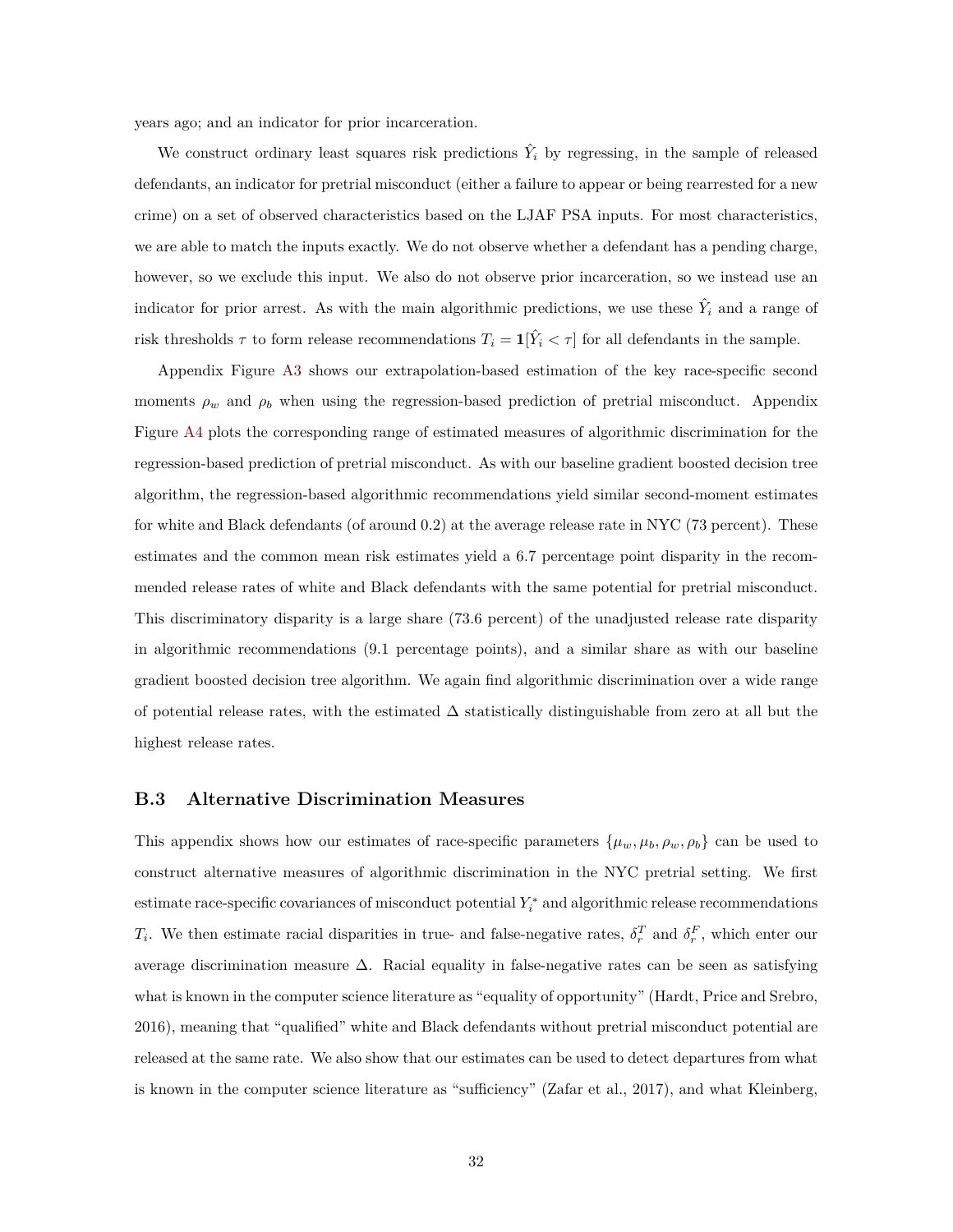years ago; and an indicator for prior incarceration.

We construct ordinary least squares risk predictions $\hat{Y}_i$ by regressing, in the sample of released defendants, an indicator for pretrial misconduct (either a failure to appear or being rearrested for a new crime) on a set of observed characteristics based on the LJAF PSA inputs. For most characteristics, we are able to match the inputs exactly. We do not observe whether a defendant has a pending charge, however, so we exclude this input. We also do not observe prior incarceration, so we instead use an indicator for prior arrest. As with the main algorithmic predictions, we use these $\hat{Y}_i$ and a range of risk thresholds $\tau$ to form release recommendations $T_i = \mathbf{1}[\hat{Y}_i < \tau]$ for all defendants in the sample.

Appendix Figure A3 shows our extrapolation-based estimation of the key race-specific second moments $\rho_w$ and $\rho_b$ when using the regression-based prediction of pretrial misconduct. Appendix Figure A4 plots the corresponding range of estimated measures of algorithmic discrimination for the regression-based prediction of pretrial misconduct. As with our baseline gradient boosted decision tree algorithm, the regression-based algorithmic recommendations yield similar second-moment estimates for white and Black defendants (of around 0.2) at the average release rate in NYC (73 percent). These estimates and the common mean risk estimates yield a 6.7 percentage point disparity in the recommended release rates of white and Black defendants with the same potential for pretrial misconduct. This discriminatory disparity is a large share (73.6 percent) of the unadjusted release rate disparity in algorithmic recommendations (9.1 percentage points), and a similar share as with our baseline gradient boosted decision tree algorithm. We again find algorithmic discrimination over a wide range of potential release rates, with the estimated $\boldsymbol{\Delta}$ statistically distinguishable from zero at all but the highest release rates.

### B.3 Alternative Discrimination Measures

This appendix shows how our estimates of race-specific parameters $\{\mu_w, \mu_b, \rho_w, \rho_b\}$ can be used to construct alternative measures of algorithmic discrimination in the NYC pretrial setting. We first estimate race-specific covariances of misconduct potential $Y_i^*$ and algorithmic release recommendations $T_i$. We then estimate racial disparities in true- and false-negative rates, $\delta_r^T$ and $\delta_r^F$, which enter our average discrimination measure $\boldsymbol{\Delta}$. Racial equality in false-negative rates can be seen as satisfying what is known in the computer science literature as "equality of opportunity" (Hardt, Price and Srebro, 2016), meaning that "qualified" white and Black defendants without pretrial misconduct potential are released at the same rate. We also show that our estimates can be used to detect departures from what is known in the computer science literature as "sufficiency" (Zafar et al., 2017), and what Kleinberg,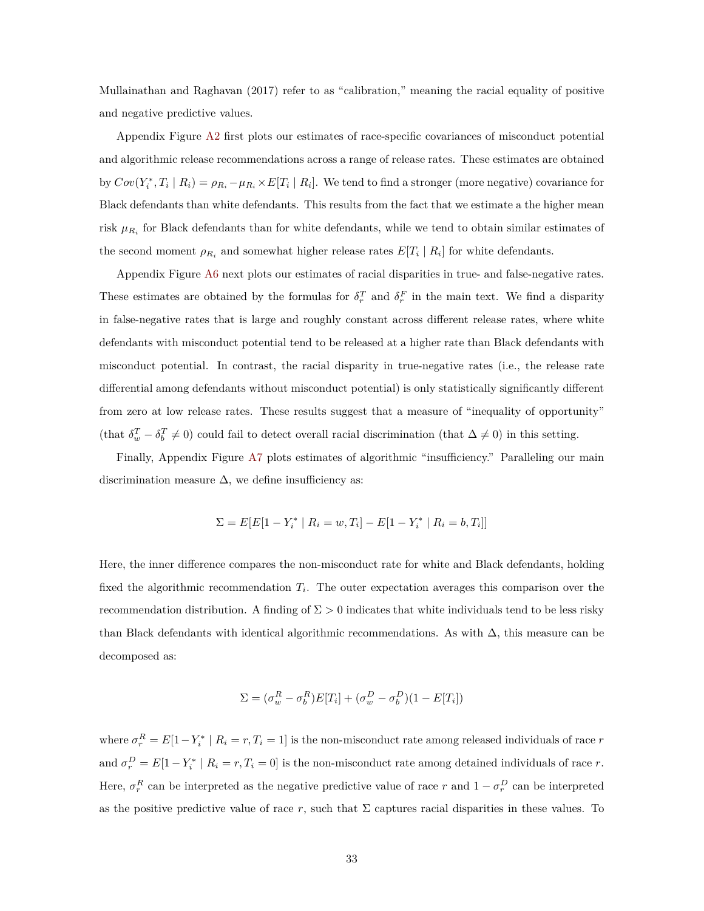Mullainathan and Raghavan (2017) refer to as "calibration," meaning the racial equality of positive and negative predictive values.

Appendix Figure A2 first plots our estimates of race-specific covariances of misconduct potential and algorithmic release recommendations across a range of release rates. These estimates are obtained by $Cov(Y_i^*, T_i \mid R_i) = \rho_{R_i} - \mu_{R_i} \times E[T_i \mid R_i]$. We tend to find a stronger (more negative) covariance for Black defendants than white defendants. This results from the fact that we estimate a the higher mean risk $\mu_{R_i}$ for Black defendants than for white defendants, while we tend to obtain similar estimates of the second moment $\rho_{R_i}$ and somewhat higher release rates $E[T_i \mid R_i]$ for white defendants.

Appendix Figure A6 next plots our estimates of racial disparities in true- and false-negative rates. These estimates are obtained by the formulas for $\delta_r^T$ and $\delta_r^F$ in the main text. We find a disparity in false-negative rates that is large and roughly constant across different release rates, where white defendants with misconduct potential tend to be released at a higher rate than Black defendants with misconduct potential. In contrast, the racial disparity in true-negative rates (i.e., the release rate differential among defendants without misconduct potential) is only statistically significantly different from zero at low release rates. These results suggest that a measure of "inequality of opportunity" (that $\delta_w^T - \delta_b^T \neq 0$) could fail to detect overall racial discrimination (that $\Delta \neq 0$) in this setting.

Finally, Appendix Figure A7 plots estimates of algorithmic "insufficiency." Paralleling our main discrimination measure $\Delta$, we define insufficiency as:

$$\Sigma = E[E[1 - Y_i^* \mid R_i = w, T_i] - E[1 - Y_i^* \mid R_i = b, T_i]]$$

Here, the inner difference compares the non-misconduct rate for white and Black defendants, holding fixed the algorithmic recommendation $T_i$. The outer expectation averages this comparison over the recommendation distribution. A finding of $\Sigma > 0$ indicates that white individuals tend to be less risky than Black defendants with identical algorithmic recommendations. As with $\Delta$, this measure can be decomposed as:

$$\Sigma = (\sigma_w^R - \sigma_b^R)E[T_i] + (\sigma_w^D - \sigma_b^D)(1 - E[T_i])$$

where $\sigma_r^R = E[1 - Y_i^* \mid R_i = r, T_i = 1]$ is the non-misconduct rate among released individuals of race $r$ and $\sigma_r^D = E[1 - Y_i^* \mid R_i = r, T_i = 0]$ is the non-misconduct rate among detained individuals of race $r$. Here, $\sigma_r^R$ can be interpreted as the negative predictive value of race $r$ and $1 - \sigma_r^D$ can be interpreted as the positive predictive value of race $r$, such that $\Sigma$ captures racial disparities in these values. To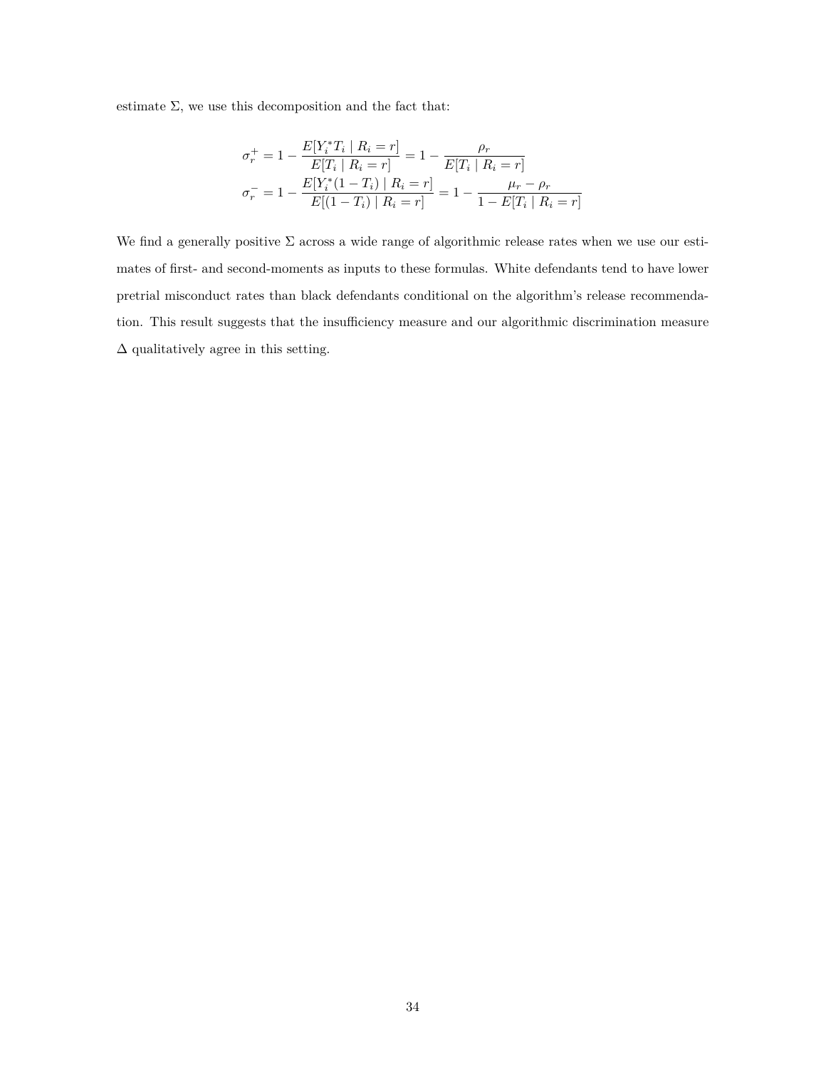estimate $\Sigma$, we use this decomposition and the fact that:

$$
\sigma_r^+ = 1 - \frac{E[Y_i^* T_i \mid R_i = r]}{E[T_i \mid R_i = r]} = 1 - \frac{\rho_r}{E[T_i \mid R_i = r]}
$$

$$
\sigma_r^- = 1 - \frac{E[Y_i^*(1 - T_i) \mid R_i = r]}{E[(1 - T_i) \mid R_i = r]} = 1 - \frac{\mu_r - \rho_r}{1 - E[T_i \mid R_i = r]}
$$

We find a generally positive $\Sigma$ across a wide range of algorithmic release rates when we use our estimates of first- and second-moments as inputs to these formulas. White defendants tend to have lower pretrial misconduct rates than black defendants conditional on the algorithm's release recommendation. This result suggests that the insufficiency measure and our algorithmic discrimination measure $\Delta$ qualitatively agree in this setting.